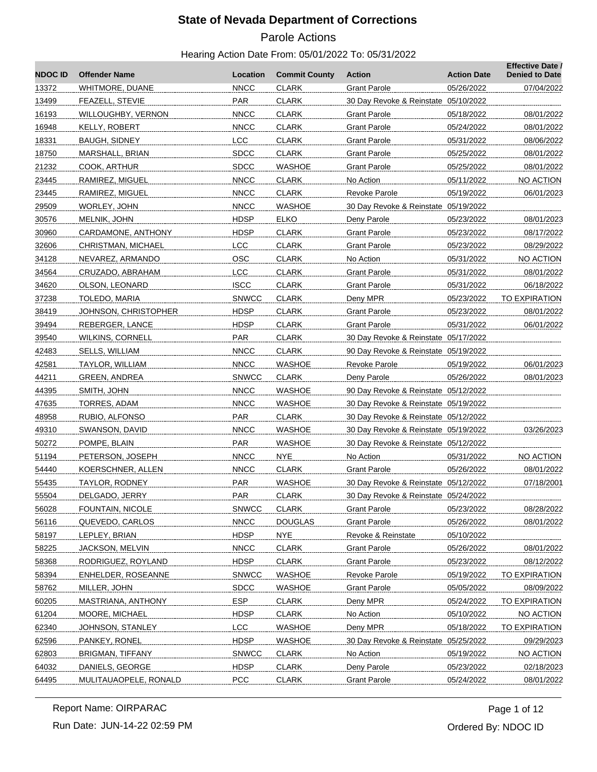# State of Nevada Department of Corrections

## Parole Actions

### Hearing Action Date From: 05/01/2022 To: 05/31/2022

| NDOC ID | Offender Name | Location | Commit County | Action | Action Date | Effective Date / Denied to Date |
|---|---|---|---|---|---|---|
| 13372 | WHITMORE, DUANE | NNCC | CLARK | Grant Parole | 05/26/2022 | 07/04/2022 |
| 13499 | FEAZELL, STEVIE | PAR | CLARK | 30 Day Revoke & Reinstate | 05/10/2022 | |
| 16193 | WILLOUGHBY, VERNON | NNCC | CLARK | Grant Parole | 05/18/2022 | 08/01/2022 |
| 16948 | KELLY, ROBERT | NNCC | CLARK | Grant Parole | 05/24/2022 | 08/01/2022 |
| 18331 | BAUGH, SIDNEY | LCC | CLARK | Grant Parole | 05/31/2022 | 08/06/2022 |
| 18750 | MARSHALL, BRIAN | SDCC | CLARK | Grant Parole | 05/25/2022 | 08/01/2022 |
| 21232 | COOK, ARTHUR | SDCC | WASHOE | Grant Parole | 05/25/2022 | 08/01/2022 |
| 23445 | RAMIREZ, MIGUEL | NNCC | CLARK | No Action | 05/11/2022 | NO ACTION |
| 23445 | RAMIREZ, MIGUEL | NNCC | CLARK | Revoke Parole | 05/19/2022 | 06/01/2023 |
| 29509 | WORLEY, JOHN | NNCC | WASHOE | 30 Day Revoke & Reinstate | 05/19/2022 | |
| 30576 | MELNIK, JOHN | HDSP | ELKO | Deny Parole | 05/23/2022 | 08/01/2023 |
| 30960 | CARDAMONE, ANTHONY | HDSP | CLARK | Grant Parole | 05/23/2022 | 08/17/2022 |
| 32606 | CHRISTMAN, MICHAEL | LCC | CLARK | Grant Parole | 05/23/2022 | 08/29/2022 |
| 34128 | NEVAREZ, ARMANDO | OSC | CLARK | No Action | 05/31/2022 | NO ACTION |
| 34564 | CRUZADO, ABRAHAM | LCC | CLARK | Grant Parole | 05/31/2022 | 08/01/2022 |
| 34620 | OLSON, LEONARD | ISCC | CLARK | Grant Parole | 05/31/2022 | 06/18/2022 |
| 37238 | TOLEDO, MARIA | SNWCC | CLARK | Deny MPR | 05/23/2022 | TO EXPIRATION |
| 38419 | JOHNSON, CHRISTOPHER | HDSP | CLARK | Grant Parole | 05/23/2022 | 08/01/2022 |
| 39494 | REBERGER, LANCE | HDSP | CLARK | Grant Parole | 05/31/2022 | 06/01/2022 |
| 39540 | WILKINS, CORNELL | PAR | CLARK | 30 Day Revoke & Reinstate | 05/17/2022 | |
| 42483 | SELLS, WILLIAM | NNCC | CLARK | 90 Day Revoke & Reinstate | 05/19/2022 | |
| 42581 | TAYLOR, WILLIAM | NNCC | WASHOE | Revoke Parole | 05/19/2022 | 06/01/2023 |
| 44211 | GREEN, ANDREA | SNWCC | CLARK | Deny Parole | 05/26/2022 | 08/01/2023 |
| 44395 | SMITH, JOHN | NNCC | WASHOE | 90 Day Revoke & Reinstate | 05/12/2022 | |
| 47635 | TORRES, ADAM | NNCC | WASHOE | 30 Day Revoke & Reinstate | 05/19/2022 | |
| 48958 | RUBIO, ALFONSO | PAR | CLARK | 30 Day Revoke & Reinstate | 05/12/2022 | |
| 49310 | SWANSON, DAVID | NNCC | WASHOE | 30 Day Revoke & Reinstate | 05/19/2022 | 03/26/2023 |
| 50272 | POMPE, BLAIN | PAR | WASHOE | 30 Day Revoke & Reinstate | 05/12/2022 | |
| 51194 | PETERSON, JOSEPH | NNCC | NYE | No Action | 05/31/2022 | NO ACTION |
| 54440 | KOERSCHNER, ALLEN | NNCC | CLARK | Grant Parole | 05/26/2022 | 08/01/2022 |
| 55435 | TAYLOR, RODNEY | PAR | WASHOE | 30 Day Revoke & Reinstate | 05/12/2022 | 07/18/2001 |
| 55504 | DELGADO, JERRY | PAR | CLARK | 30 Day Revoke & Reinstate | 05/24/2022 | |
| 56028 | FOUNTAIN, NICOLE | SNWCC | CLARK | Grant Parole | 05/23/2022 | 08/28/2022 |
| 56116 | QUEVEDO, CARLOS | NNCC | DOUGLAS | Grant Parole | 05/26/2022 | 08/01/2022 |
| 58197 | LEPLEY, BRIAN | HDSP | NYE | Revoke & Reinstate | 05/10/2022 | |
| 58225 | JACKSON, MELVIN | NNCC | CLARK | Grant Parole | 05/26/2022 | 08/01/2022 |
| 58368 | RODRIGUEZ, ROYLAND | HDSP | CLARK | Grant Parole | 05/23/2022 | 08/12/2022 |
| 58394 | ENHELDER, ROSEANNE | SNWCC | WASHOE | Revoke Parole | 05/19/2022 | TO EXPIRATION |
| 58762 | MILLER, JOHN | SDCC | WASHOE | Grant Parole | 05/05/2022 | 08/09/2022 |
| 60205 | MASTRIANA, ANTHONY | ESP | CLARK | Deny MPR | 05/24/2022 | TO EXPIRATION |
| 61204 | MOORE, MICHAEL | HDSP | CLARK | No Action | 05/10/2022 | NO ACTION |
| 62340 | JOHNSON, STANLEY | LCC | WASHOE | Deny MPR | 05/18/2022 | TO EXPIRATION |
| 62596 | PANKEY, RONEL | HDSP | WASHOE | 30 Day Revoke & Reinstate | 05/25/2022 | 09/29/2023 |
| 62803 | BRIGMAN, TIFFANY | SNWCC | CLARK | No Action | 05/19/2022 | NO ACTION |
| 64032 | DANIELS, GEORGE | HDSP | CLARK | Deny Parole | 05/23/2022 | 02/18/2023 |
| 64495 | MULITAUAOPELE, RONALD | PCC | CLARK | Grant Parole | 05/24/2022 | 08/01/2022 |

Report Name: OIRPARAC

Run Date: JUN-14-22 02:59 PM

Ordered By: NDOC ID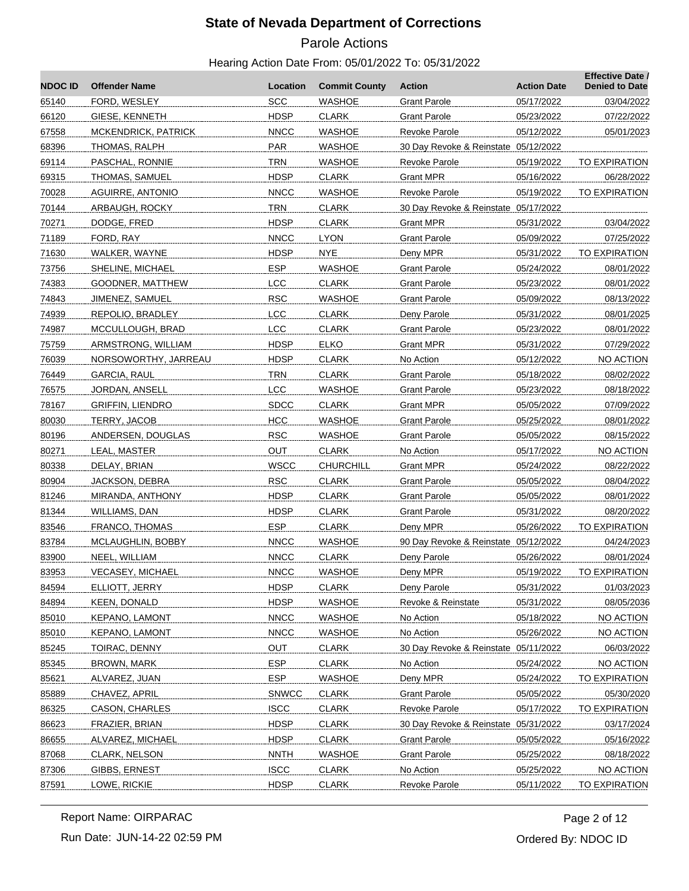# State of Nevada Department of Corrections

Parole Actions

Hearing Action Date From: 05/01/2022 To: 05/31/2022

| NDOC ID | Offender Name | Location | Commit County | Action | Action Date | Effective Date / Denied to Date |
|---|---|---|---|---|---|---|
| 65140 | FORD, WESLEY | SCC | WASHOE | Grant Parole | 05/17/2022 | 03/04/2022 |
| 66120 | GIESE, KENNETH | HDSP | CLARK | Grant Parole | 05/23/2022 | 07/22/2022 |
| 67558 | MCKENDRICK, PATRICK | NNCC | WASHOE | Revoke Parole | 05/12/2022 | 05/01/2023 |
| 68396 | THOMAS, RALPH | PAR | WASHOE | 30 Day Revoke & Reinstate | 05/12/2022 | |
| 69114 | PASCHAL, RONNIE | TRN | WASHOE | Revoke Parole | 05/19/2022 | TO EXPIRATION |
| 69315 | THOMAS, SAMUEL | HDSP | CLARK | Grant MPR | 05/16/2022 | 06/28/2022 |
| 70028 | AGUIRRE, ANTONIO | NNCC | WASHOE | Revoke Parole | 05/19/2022 | TO EXPIRATION |
| 70144 | ARBAUGH, ROCKY | TRN | CLARK | 30 Day Revoke & Reinstate | 05/17/2022 | |
| 70271 | DODGE, FRED | HDSP | CLARK | Grant MPR | 05/31/2022 | 03/04/2022 |
| 71189 | FORD, RAY | NNCC | LYON | Grant Parole | 05/09/2022 | 07/25/2022 |
| 71630 | WALKER, WAYNE | HDSP | NYE | Deny MPR | 05/31/2022 | TO EXPIRATION |
| 73756 | SHELINE, MICHAEL | ESP | WASHOE | Grant Parole | 05/24/2022 | 08/01/2022 |
| 74383 | GOODNER, MATTHEW | LCC | CLARK | Grant Parole | 05/23/2022 | 08/01/2022 |
| 74843 | JIMENEZ, SAMUEL | RSC | WASHOE | Grant Parole | 05/09/2022 | 08/13/2022 |
| 74939 | REPOLIO, BRADLEY | LCC | CLARK | Deny Parole | 05/31/2022 | 08/01/2025 |
| 74987 | MCCULLOUGH, BRAD | LCC | CLARK | Grant Parole | 05/23/2022 | 08/01/2022 |
| 75759 | ARMSTRONG, WILLIAM | HDSP | ELKO | Grant MPR | 05/31/2022 | 07/29/2022 |
| 76039 | NORSOWORTHY, JARREAU | HDSP | CLARK | No Action | 05/12/2022 | NO ACTION |
| 76449 | GARCIA, RAUL | TRN | CLARK | Grant Parole | 05/18/2022 | 08/02/2022 |
| 76575 | JORDAN, ANSELL | LCC | WASHOE | Grant Parole | 05/23/2022 | 08/18/2022 |
| 78167 | GRIFFIN, LIENDRO | SDCC | CLARK | Grant MPR | 05/05/2022 | 07/09/2022 |
| 80030 | TERRY, JACOB | HCC | WASHOE | Grant Parole | 05/25/2022 | 08/01/2022 |
| 80196 | ANDERSEN, DOUGLAS | RSC | WASHOE | Grant Parole | 05/05/2022 | 08/15/2022 |
| 80271 | LEAL, MASTER | OUT | CLARK | No Action | 05/17/2022 | NO ACTION |
| 80338 | DELAY, BRIAN | WSCC | CHURCHILL | Grant MPR | 05/24/2022 | 08/22/2022 |
| 80904 | JACKSON, DEBRA | RSC | CLARK | Grant Parole | 05/05/2022 | 08/04/2022 |
| 81246 | MIRANDA, ANTHONY | HDSP | CLARK | Grant Parole | 05/05/2022 | 08/01/2022 |
| 81344 | WILLIAMS, DAN | HDSP | CLARK | Grant Parole | 05/31/2022 | 08/20/2022 |
| 83546 | FRANCO, THOMAS | ESP | CLARK | Deny MPR | 05/26/2022 | TO EXPIRATION |
| 83784 | MCLAUGHLIN, BOBBY | NNCC | WASHOE | 90 Day Revoke & Reinstate | 05/12/2022 | 04/24/2023 |
| 83900 | NEEL, WILLIAM | NNCC | CLARK | Deny Parole | 05/26/2022 | 08/01/2024 |
| 83953 | VECASEY, MICHAEL | NNCC | WASHOE | Deny MPR | 05/19/2022 | TO EXPIRATION |
| 84594 | ELLIOTT, JERRY | HDSP | CLARK | Deny Parole | 05/31/2022 | 01/03/2023 |
| 84894 | KEEN, DONALD | HDSP | WASHOE | Revoke & Reinstate | 05/31/2022 | 08/05/2036 |
| 85010 | KEPANO, LAMONT | NNCC | WASHOE | No Action | 05/18/2022 | NO ACTION |
| 85010 | KEPANO, LAMONT | NNCC | WASHOE | No Action | 05/26/2022 | NO ACTION |
| 85245 | TOIRAC, DENNY | OUT | CLARK | 30 Day Revoke & Reinstate | 05/11/2022 | 06/03/2022 |
| 85345 | BROWN, MARK | ESP | CLARK | No Action | 05/24/2022 | NO ACTION |
| 85621 | ALVAREZ, JUAN | ESP | WASHOE | Deny MPR | 05/24/2022 | TO EXPIRATION |
| 85889 | CHAVEZ, APRIL | SNWCC | CLARK | Grant Parole | 05/05/2022 | 05/30/2020 |
| 86325 | CASON, CHARLES | ISCC | CLARK | Revoke Parole | 05/17/2022 | TO EXPIRATION |
| 86623 | FRAZIER, BRIAN | HDSP | CLARK | 30 Day Revoke & Reinstate | 05/31/2022 | 03/17/2024 |
| 86655 | ALVAREZ, MICHAEL | HDSP | CLARK | Grant Parole | 05/05/2022 | 05/16/2022 |
| 87068 | CLARK, NELSON | NNTH | WASHOE | Grant Parole | 05/25/2022 | 08/18/2022 |
| 87306 | GIBBS, ERNEST | ISCC | CLARK | No Action | 05/25/2022 | NO ACTION |
| 87591 | LOWE, RICKIE | HDSP | CLARK | Revoke Parole | 05/11/2022 | TO EXPIRATION |

Report Name: OIRPARAC

Run Date: JUN-14-22 02:59 PM

Ordered By: NDOC ID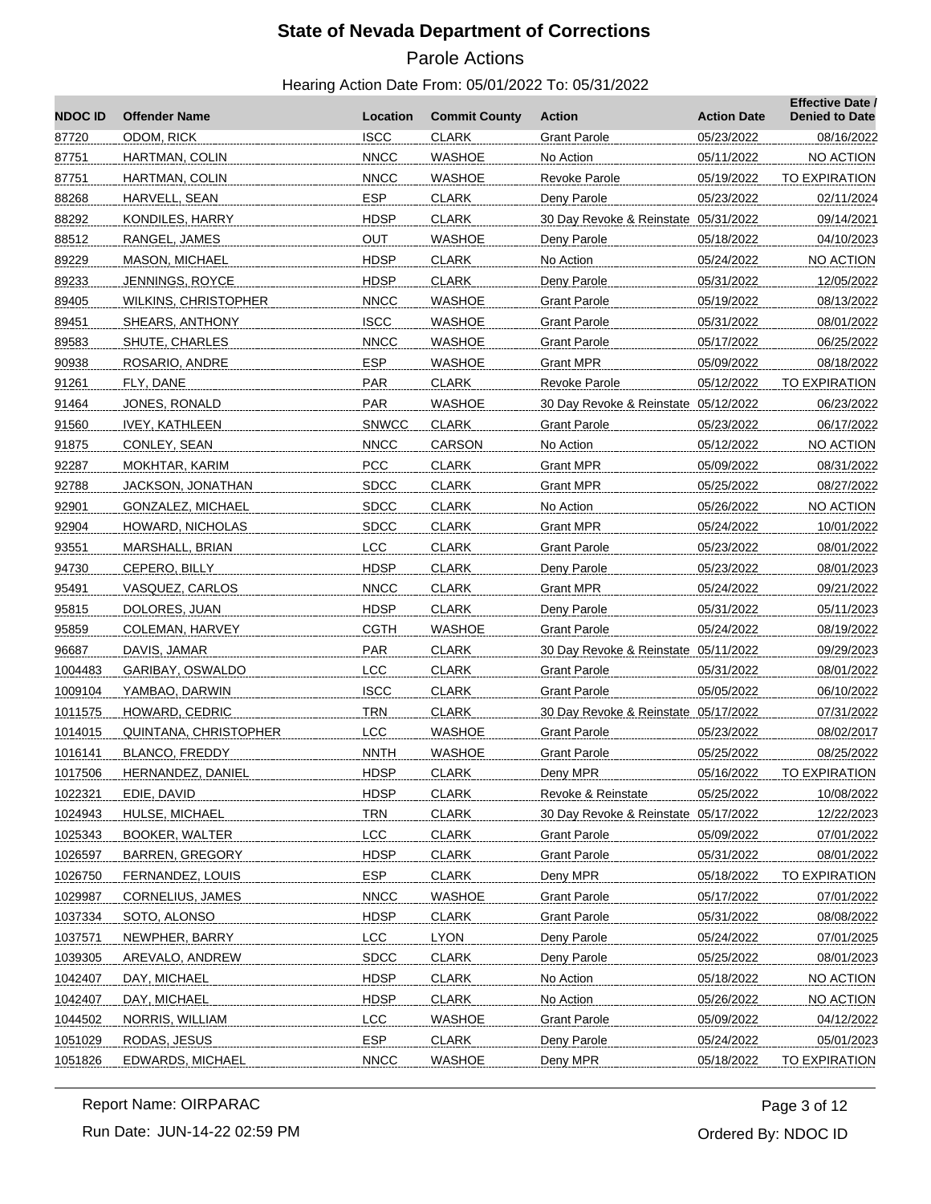# State of Nevada Department of Corrections

## Parole Actions

### Hearing Action Date From: 05/01/2022 To: 05/31/2022

| NDOC ID | Offender Name | Location | Commit County | Action | Action Date | Effective Date / Denied to Date |
|---|---|---|---|---|---|---|
| 87720 | ODOM, RICK | ISCC | CLARK | Grant Parole | 05/23/2022 | 08/16/2022 |
| 87751 | HARTMAN, COLIN | NNCC | WASHOE | No Action | 05/11/2022 | NO ACTION |
| 87751 | HARTMAN, COLIN | NNCC | WASHOE | Revoke Parole | 05/19/2022 | TO EXPIRATION |
| 88268 | HARVELL, SEAN | ESP | CLARK | Deny Parole | 05/23/2022 | 02/11/2024 |
| 88292 | KONDILES, HARRY | HDSP | CLARK | 30 Day Revoke & Reinstate | 05/31/2022 | 09/14/2021 |
| 88512 | RANGEL, JAMES | OUT | WASHOE | Deny Parole | 05/18/2022 | 04/10/2023 |
| 89229 | MASON, MICHAEL | HDSP | CLARK | No Action | 05/24/2022 | NO ACTION |
| 89233 | JENNINGS, ROYCE | HDSP | CLARK | Deny Parole | 05/31/2022 | 12/05/2022 |
| 89405 | WILKINS, CHRISTOPHER | NNCC | WASHOE | Grant Parole | 05/19/2022 | 08/13/2022 |
| 89451 | SHEARS, ANTHONY | ISCC | WASHOE | Grant Parole | 05/31/2022 | 08/01/2022 |
| 89583 | SHUTE, CHARLES | NNCC | WASHOE | Grant Parole | 05/17/2022 | 06/25/2022 |
| 90938 | ROSARIO, ANDRE | ESP | WASHOE | Grant MPR | 05/09/2022 | 08/18/2022 |
| 91261 | FLY, DANE | PAR | CLARK | Revoke Parole | 05/12/2022 | TO EXPIRATION |
| 91464 | JONES, RONALD | PAR | WASHOE | 30 Day Revoke & Reinstate | 05/12/2022 | 06/23/2022 |
| 91560 | IVEY, KATHLEEN | SNWCC | CLARK | Grant Parole | 05/23/2022 | 06/17/2022 |
| 91875 | CONLEY, SEAN | NNCC | CARSON | No Action | 05/12/2022 | NO ACTION |
| 92287 | MOKHTAR, KARIM | PCC | CLARK | Grant MPR | 05/09/2022 | 08/31/2022 |
| 92788 | JACKSON, JONATHAN | SDCC | CLARK | Grant MPR | 05/25/2022 | 08/27/2022 |
| 92901 | GONZALEZ, MICHAEL | SDCC | CLARK | No Action | 05/26/2022 | NO ACTION |
| 92904 | HOWARD, NICHOLAS | SDCC | CLARK | Grant MPR | 05/24/2022 | 10/01/2022 |
| 93551 | MARSHALL, BRIAN | LCC | CLARK | Grant Parole | 05/23/2022 | 08/01/2022 |
| 94730 | CEPERO, BILLY | HDSP | CLARK | Deny Parole | 05/23/2022 | 08/01/2023 |
| 95491 | VASQUEZ, CARLOS | NNCC | CLARK | Grant MPR | 05/24/2022 | 09/21/2022 |
| 95815 | DOLORES, JUAN | HDSP | CLARK | Deny Parole | 05/31/2022 | 05/11/2023 |
| 95859 | COLEMAN, HARVEY | CGTH | WASHOE | Grant Parole | 05/24/2022 | 08/19/2022 |
| 96687 | DAVIS, JAMAR | PAR | CLARK | 30 Day Revoke & Reinstate | 05/11/2022 | 09/29/2023 |
| 1004483 | GARIBAY, OSWALDO | LCC | CLARK | Grant Parole | 05/31/2022 | 08/01/2022 |
| 1009104 | YAMBAO, DARWIN | ISCC | CLARK | Grant Parole | 05/05/2022 | 06/10/2022 |
| 1011575 | HOWARD, CEDRIC | TRN | CLARK | 30 Day Revoke & Reinstate | 05/17/2022 | 07/31/2022 |
| 1014015 | QUINTANA, CHRISTOPHER | LCC | WASHOE | Grant Parole | 05/23/2022 | 08/02/2017 |
| 1016141 | BLANCO, FREDDY | NNTH | WASHOE | Grant Parole | 05/25/2022 | 08/25/2022 |
| 1017506 | HERNANDEZ, DANIEL | HDSP | CLARK | Deny MPR | 05/16/2022 | TO EXPIRATION |
| 1022321 | EDIE, DAVID | HDSP | CLARK | Revoke & Reinstate | 05/25/2022 | 10/08/2022 |
| 1024943 | HULSE, MICHAEL | TRN | CLARK | 30 Day Revoke & Reinstate | 05/17/2022 | 12/22/2023 |
| 1025343 | BOOKER, WALTER | LCC | CLARK | Grant Parole | 05/09/2022 | 07/01/2022 |
| 1026597 | BARREN, GREGORY | HDSP | CLARK | Grant Parole | 05/31/2022 | 08/01/2022 |
| 1026750 | FERNANDEZ, LOUIS | ESP | CLARK | Deny MPR | 05/18/2022 | TO EXPIRATION |
| 1029987 | CORNELIUS, JAMES | NNCC | WASHOE | Grant Parole | 05/17/2022 | 07/01/2022 |
| 1037334 | SOTO, ALONSO | HDSP | CLARK | Grant Parole | 05/31/2022 | 08/08/2022 |
| 1037571 | NEWPHER, BARRY | LCC | LYON | Deny Parole | 05/24/2022 | 07/01/2025 |
| 1039305 | AREVALO, ANDREW | SDCC | CLARK | Deny Parole | 05/25/2022 | 08/01/2023 |
| 1042407 | DAY, MICHAEL | HDSP | CLARK | No Action | 05/18/2022 | NO ACTION |
| 1042407 | DAY, MICHAEL | HDSP | CLARK | No Action | 05/26/2022 | NO ACTION |
| 1044502 | NORRIS, WILLIAM | LCC | WASHOE | Grant Parole | 05/09/2022 | 04/12/2022 |
| 1051029 | RODAS, JESUS | ESP | CLARK | Deny Parole | 05/24/2022 | 05/01/2023 |
| 1051826 | EDWARDS, MICHAEL | NNCC | WASHOE | Deny MPR | 05/18/2022 | TO EXPIRATION |

Report Name: OIRPARAC

Run Date: JUN-14-22 02:59 PM

Ordered By: NDOC ID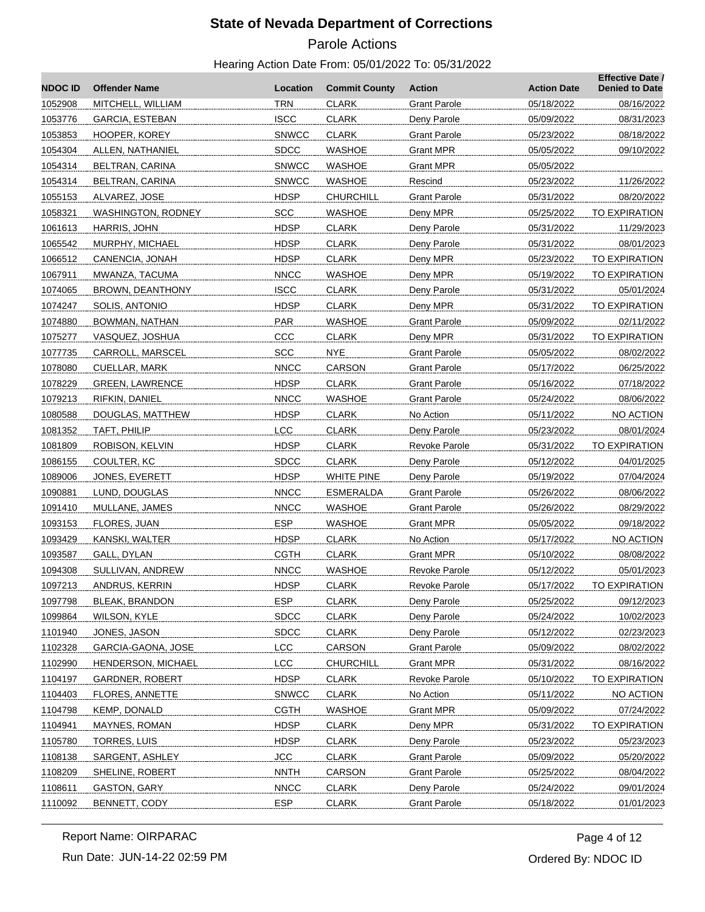# State of Nevada Department of Corrections

## Parole Actions

### Hearing Action Date From: 05/01/2022 To: 05/31/2022

| NDOC ID | Offender Name | Location | Commit County | Action | Action Date | Effective Date / Denied to Date |
|---|---|---|---|---|---|---|
| 1052908 | MITCHELL, WILLIAM | TRN | CLARK | Grant Parole | 05/18/2022 | 08/16/2022 |
| 1053776 | GARCIA, ESTEBAN | ISCC | CLARK | Deny Parole | 05/09/2022 | 08/31/2023 |
| 1053853 | HOOPER, KOREY | SNWCC | CLARK | Grant Parole | 05/23/2022 | 08/18/2022 |
| 1054304 | ALLEN, NATHANIEL | SDCC | WASHOE | Grant MPR | 05/05/2022 | 09/10/2022 |
| 1054314 | BELTRAN, CARINA | SNWCC | WASHOE | Grant MPR | 05/05/2022 | |
| 1054314 | BELTRAN, CARINA | SNWCC | WASHOE | Rescind | 05/23/2022 | 11/26/2022 |
| 1055153 | ALVAREZ, JOSE | HDSP | CHURCHILL | Grant Parole | 05/31/2022 | 08/20/2022 |
| 1058321 | WASHINGTON, RODNEY | SCC | WASHOE | Deny MPR | 05/25/2022 | TO EXPIRATION |
| 1061613 | HARRIS, JOHN | HDSP | CLARK | Deny Parole | 05/31/2022 | 11/29/2023 |
| 1065542 | MURPHY, MICHAEL | HDSP | CLARK | Deny Parole | 05/31/2022 | 08/01/2023 |
| 1066512 | CANENCIA, JONAH | HDSP | CLARK | Deny MPR | 05/23/2022 | TO EXPIRATION |
| 1067911 | MWANZA, TACUMA | NNCC | WASHOE | Deny MPR | 05/19/2022 | TO EXPIRATION |
| 1074065 | BROWN, DEANTHONY | ISCC | CLARK | Deny Parole | 05/31/2022 | 05/01/2024 |
| 1074247 | SOLIS, ANTONIO | HDSP | CLARK | Deny MPR | 05/31/2022 | TO EXPIRATION |
| 1074880 | BOWMAN, NATHAN | PAR | WASHOE | Grant Parole | 05/09/2022 | 02/11/2022 |
| 1075277 | VASQUEZ, JOSHUA | CCC | CLARK | Deny MPR | 05/31/2022 | TO EXPIRATION |
| 1077735 | CARROLL, MARSCEL | SCC | NYE | Grant Parole | 05/05/2022 | 08/02/2022 |
| 1078080 | CUELLAR, MARK | NNCC | CARSON | Grant Parole | 05/17/2022 | 06/25/2022 |
| 1078229 | GREEN, LAWRENCE | HDSP | CLARK | Grant Parole | 05/16/2022 | 07/18/2022 |
| 1079213 | RIFKIN, DANIEL | NNCC | WASHOE | Grant Parole | 05/24/2022 | 08/06/2022 |
| 1080588 | DOUGLAS, MATTHEW | HDSP | CLARK | No Action | 05/11/2022 | NO ACTION |
| 1081352 | TAFT, PHILIP | LCC | CLARK | Deny Parole | 05/23/2022 | 08/01/2024 |
| 1081809 | ROBISON, KELVIN | HDSP | CLARK | Revoke Parole | 05/31/2022 | TO EXPIRATION |
| 1086155 | COULTER, KC | SDCC | CLARK | Deny Parole | 05/12/2022 | 04/01/2025 |
| 1089006 | JONES, EVERETT | HDSP | WHITE PINE | Deny Parole | 05/19/2022 | 07/04/2024 |
| 1090881 | LUND, DOUGLAS | NNCC | ESMERALDA | Grant Parole | 05/26/2022 | 08/06/2022 |
| 1091410 | MULLANE, JAMES | NNCC | WASHOE | Grant Parole | 05/26/2022 | 08/29/2022 |
| 1093153 | FLORES, JUAN | ESP | WASHOE | Grant MPR | 05/05/2022 | 09/18/2022 |
| 1093429 | KANSKI, WALTER | HDSP | CLARK | No Action | 05/17/2022 | NO ACTION |
| 1093587 | GALL, DYLAN | CGTH | CLARK | Grant MPR | 05/10/2022 | 08/08/2022 |
| 1094308 | SULLIVAN, ANDREW | NNCC | WASHOE | Revoke Parole | 05/12/2022 | 05/01/2023 |
| 1097213 | ANDRUS, KERRIN | HDSP | CLARK | Revoke Parole | 05/17/2022 | TO EXPIRATION |
| 1097798 | BLEAK, BRANDON | ESP | CLARK | Deny Parole | 05/25/2022 | 09/12/2023 |
| 1099864 | WILSON, KYLE | SDCC | CLARK | Deny Parole | 05/24/2022 | 10/02/2023 |
| 1101940 | JONES, JASON | SDCC | CLARK | Deny Parole | 05/12/2022 | 02/23/2023 |
| 1102328 | GARCIA-GAONA, JOSE | LCC | CARSON | Grant Parole | 05/09/2022 | 08/02/2022 |
| 1102990 | HENDERSON, MICHAEL | LCC | CHURCHILL | Grant MPR | 05/31/2022 | 08/16/2022 |
| 1104197 | GARDNER, ROBERT | HDSP | CLARK | Revoke Parole | 05/10/2022 | TO EXPIRATION |
| 1104403 | FLORES, ANNETTE | SNWCC | CLARK | No Action | 05/11/2022 | NO ACTION |
| 1104798 | KEMP, DONALD | CGTH | WASHOE | Grant MPR | 05/09/2022 | 07/24/2022 |
| 1104941 | MAYNES, ROMAN | HDSP | CLARK | Deny MPR | 05/31/2022 | TO EXPIRATION |
| 1105780 | TORRES, LUIS | HDSP | CLARK | Deny Parole | 05/23/2022 | 05/23/2023 |
| 1108138 | SARGENT, ASHLEY | JCC | CLARK | Grant Parole | 05/09/2022 | 05/20/2022 |
| 1108209 | SHELINE, ROBERT | NNTH | CARSON | Grant Parole | 05/25/2022 | 08/04/2022 |
| 1108611 | GASTON, GARY | NNCC | CLARK | Deny Parole | 05/24/2022 | 09/01/2024 |
| 1110092 | BENNETT, CODY | ESP | CLARK | Grant Parole | 05/18/2022 | 01/01/2023 |

Report Name: OIRPARAC

Run Date: JUN-14-22 02:59 PM

Ordered By: NDOC ID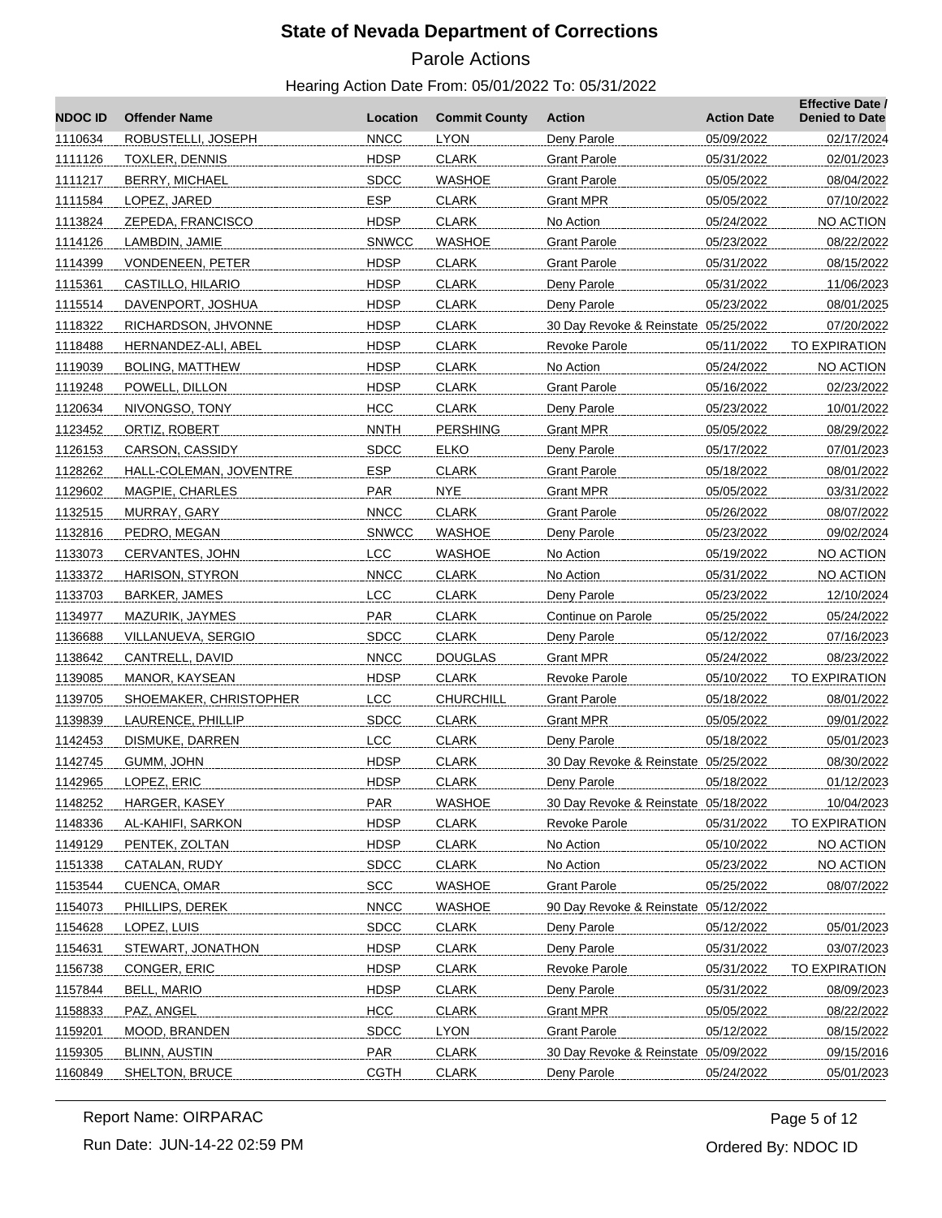# State of Nevada Department of Corrections

## Parole Actions

Hearing Action Date From: 05/01/2022 To: 05/31/2022

| NDOC ID | Offender Name | Location | Commit County | Action | Action Date | Effective Date / Denied to Date |
|---|---|---|---|---|---|---|
| 1110634 | ROBUSTELLI, JOSEPH | NNCC | LYON | Deny Parole | 05/09/2022 | 02/17/2024 |
| 1111126 | TOXLER, DENNIS | HDSP | CLARK | Grant Parole | 05/31/2022 | 02/01/2023 |
| 1111217 | BERRY, MICHAEL | SDCC | WASHOE | Grant Parole | 05/05/2022 | 08/04/2022 |
| 1111584 | LOPEZ, JARED | ESP | CLARK | Grant MPR | 05/05/2022 | 07/10/2022 |
| 1113824 | ZEPEDA, FRANCISCO | HDSP | CLARK | No Action | 05/24/2022 | NO ACTION |
| 1114126 | LAMBDIN, JAMIE | SNWCC | WASHOE | Grant Parole | 05/23/2022 | 08/22/2022 |
| 1114399 | VONDENEEN, PETER | HDSP | CLARK | Grant Parole | 05/31/2022 | 08/15/2022 |
| 1115361 | CASTILLO, HILARIO | HDSP | CLARK | Deny Parole | 05/31/2022 | 11/06/2023 |
| 1115514 | DAVENPORT, JOSHUA | HDSP | CLARK | Deny Parole | 05/23/2022 | 08/01/2025 |
| 1118322 | RICHARDSON, JHVONNE | HDSP | CLARK | 30 Day Revoke & Reinstate | 05/25/2022 | 07/20/2022 |
| 1118488 | HERNANDEZ-ALI, ABEL | HDSP | CLARK | Revoke Parole | 05/11/2022 | TO EXPIRATION |
| 1119039 | BOLING, MATTHEW | HDSP | CLARK | No Action | 05/24/2022 | NO ACTION |
| 1119248 | POWELL, DILLON | HDSP | CLARK | Grant Parole | 05/16/2022 | 02/23/2022 |
| 1120634 | NIVONGSO, TONY | HCC | CLARK | Deny Parole | 05/23/2022 | 10/01/2022 |
| 1123452 | ORTIZ, ROBERT | NNTH | PERSHING | Grant MPR | 05/05/2022 | 08/29/2022 |
| 1126153 | CARSON, CASSIDY | SDCC | ELKO | Deny Parole | 05/17/2022 | 07/01/2023 |
| 1128262 | HALL-COLEMAN, JOVENTRE | ESP | CLARK | Grant Parole | 05/18/2022 | 08/01/2022 |
| 1129602 | MAGPIE, CHARLES | PAR | NYE | Grant MPR | 05/05/2022 | 03/31/2022 |
| 1132515 | MURRAY, GARY | NNCC | CLARK | Grant Parole | 05/26/2022 | 08/07/2022 |
| 1132816 | PEDRO, MEGAN | SNWCC | WASHOE | Deny Parole | 05/23/2022 | 09/02/2024 |
| 1133073 | CERVANTES, JOHN | LCC | WASHOE | No Action | 05/19/2022 | NO ACTION |
| 1133372 | HARISON, STYRON | NNCC | CLARK | No Action | 05/31/2022 | NO ACTION |
| 1133703 | BARKER, JAMES | LCC | CLARK | Deny Parole | 05/23/2022 | 12/10/2024 |
| 1134977 | MAZURIK, JAYMES | PAR | CLARK | Continue on Parole | 05/25/2022 | 05/24/2022 |
| 1136688 | VILLANUEVA, SERGIO | SDCC | CLARK | Deny Parole | 05/12/2022 | 07/16/2023 |
| 1138642 | CANTRELL, DAVID | NNCC | DOUGLAS | Grant MPR | 05/24/2022 | 08/23/2022 |
| 1139085 | MANOR, KAYSEAN | HDSP | CLARK | Revoke Parole | 05/10/2022 | TO EXPIRATION |
| 1139705 | SHOEMAKER, CHRISTOPHER | LCC | CHURCHILL | Grant Parole | 05/18/2022 | 08/01/2022 |
| 1139839 | LAURENCE, PHILLIP | SDCC | CLARK | Grant MPR | 05/05/2022 | 09/01/2022 |
| 1142453 | DISMUKE, DARREN | LCC | CLARK | Deny Parole | 05/18/2022 | 05/01/2023 |
| 1142745 | GUMM, JOHN | HDSP | CLARK | 30 Day Revoke & Reinstate | 05/25/2022 | 08/30/2022 |
| 1142965 | LOPEZ, ERIC | HDSP | CLARK | Deny Parole | 05/18/2022 | 01/12/2023 |
| 1148252 | HARGER, KASEY | PAR | WASHOE | 30 Day Revoke & Reinstate | 05/18/2022 | 10/04/2023 |
| 1148336 | AL-KAHIFI, SARKON | HDSP | CLARK | Revoke Parole | 05/31/2022 | TO EXPIRATION |
| 1149129 | PENTEK, ZOLTAN | HDSP | CLARK | No Action | 05/10/2022 | NO ACTION |
| 1151338 | CATALAN, RUDY | SDCC | CLARK | No Action | 05/23/2022 | NO ACTION |
| 1153544 | CUENCA, OMAR | SCC | WASHOE | Grant Parole | 05/25/2022 | 08/07/2022 |
| 1154073 | PHILLIPS, DEREK | NNCC | WASHOE | 90 Day Revoke & Reinstate | 05/12/2022 | |
| 1154628 | LOPEZ, LUIS | SDCC | CLARK | Deny Parole | 05/12/2022 | 05/01/2023 |
| 1154631 | STEWART, JONATHON | HDSP | CLARK | Deny Parole | 05/31/2022 | 03/07/2023 |
| 1156738 | CONGER, ERIC | HDSP | CLARK | Revoke Parole | 05/31/2022 | TO EXPIRATION |
| 1157844 | BELL, MARIO | HDSP | CLARK | Deny Parole | 05/31/2022 | 08/09/2023 |
| 1158833 | PAZ, ANGEL | HCC | CLARK | Grant MPR | 05/05/2022 | 08/22/2022 |
| 1159201 | MOOD, BRANDEN | SDCC | LYON | Grant Parole | 05/12/2022 | 08/15/2022 |
| 1159305 | BLINN, AUSTIN | PAR | CLARK | 30 Day Revoke & Reinstate | 05/09/2022 | 09/15/2016 |
| 1160849 | SHELTON, BRUCE | CGTH | CLARK | Deny Parole | 05/24/2022 | 05/01/2023 |

Report Name: OIRPARAC

Run Date: JUN-14-22 02:59 PM

Ordered By: NDOC ID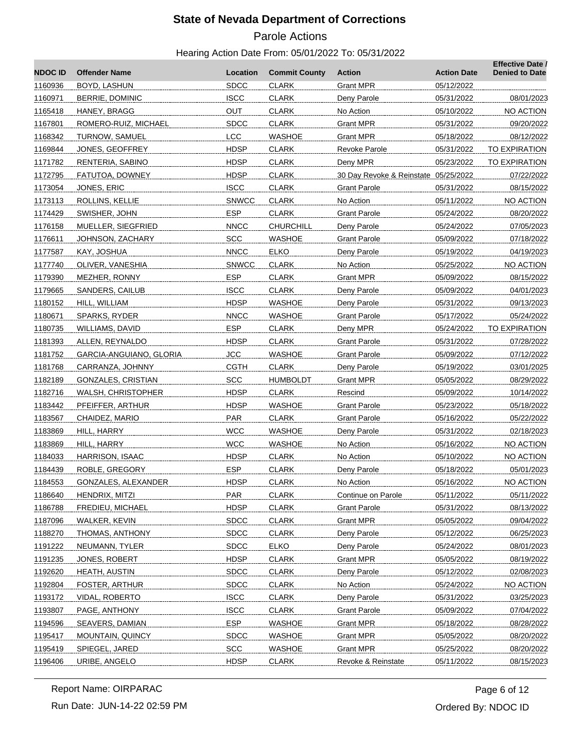# State of Nevada Department of Corrections

## Parole Actions

Hearing Action Date From: 05/01/2022 To: 05/31/2022

| NDOC ID | Offender Name | Location | Commit County | Action | Action Date | Effective Date / Denied to Date |
|---|---|---|---|---|---|---|
| 1160936 | BOYD, LASHUN | SDCC | CLARK | Grant MPR | 05/12/2022 | |
| 1160971 | BERRIE, DOMINIC | ISCC | CLARK | Deny Parole | 05/31/2022 | 08/01/2023 |
| 1165418 | HANEY, BRAGG | OUT | CLARK | No Action | 05/10/2022 | NO ACTION |
| 1167801 | ROMERO-RUIZ, MICHAEL | SDCC | CLARK | Grant MPR | 05/31/2022 | 09/20/2022 |
| 1168342 | TURNOW, SAMUEL | LCC | WASHOE | Grant MPR | 05/18/2022 | 08/12/2022 |
| 1169844 | JONES, GEOFFREY | HDSP | CLARK | Revoke Parole | 05/31/2022 | TO EXPIRATION |
| 1171782 | RENTERIA, SABINO | HDSP | CLARK | Deny MPR | 05/23/2022 | TO EXPIRATION |
| 1172795 | FATUTOA, DOWNEY | HDSP | CLARK | 30 Day Revoke & Reinstate | 05/25/2022 | 07/22/2022 |
| 1173054 | JONES, ERIC | ISCC | CLARK | Grant Parole | 05/31/2022 | 08/15/2022 |
| 1173113 | ROLLINS, KELLIE | SNWCC | CLARK | No Action | 05/11/2022 | NO ACTION |
| 1174429 | SWISHER, JOHN | ESP | CLARK | Grant Parole | 05/24/2022 | 08/20/2022 |
| 1176158 | MUELLER, SIEGFRIED | NNCC | CHURCHILL | Deny Parole | 05/24/2022 | 07/05/2023 |
| 1176611 | JOHNSON, ZACHARY | SCC | WASHOE | Grant Parole | 05/09/2022 | 07/18/2022 |
| 1177587 | KAY, JOSHUA | NNCC | ELKO | Deny Parole | 05/19/2022 | 04/19/2023 |
| 1177740 | OLIVER, VANESHIA | SNWCC | CLARK | No Action | 05/25/2022 | NO ACTION |
| 1179390 | MEZHER, RONNY | ESP | CLARK | Grant MPR | 05/09/2022 | 08/15/2022 |
| 1179665 | SANDERS, CAILUB | ISCC | CLARK | Deny Parole | 05/09/2022 | 04/01/2023 |
| 1180152 | HILL, WILLIAM | HDSP | WASHOE | Deny Parole | 05/31/2022 | 09/13/2023 |
| 1180671 | SPARKS, RYDER | NNCC | WASHOE | Grant Parole | 05/17/2022 | 05/24/2022 |
| 1180735 | WILLIAMS, DAVID | ESP | CLARK | Deny MPR | 05/24/2022 | TO EXPIRATION |
| 1181393 | ALLEN, REYNALDO | HDSP | CLARK | Grant Parole | 05/31/2022 | 07/28/2022 |
| 1181752 | GARCIA-ANGUIANO, GLORIA | JCC | WASHOE | Grant Parole | 05/09/2022 | 07/12/2022 |
| 1181768 | CARRANZA, JOHNNY | CGTH | CLARK | Deny Parole | 05/19/2022 | 03/01/2025 |
| 1182189 | GONZALES, CRISTIAN | SCC | HUMBOLDT | Grant MPR | 05/05/2022 | 08/29/2022 |
| 1182716 | WALSH, CHRISTOPHER | HDSP | CLARK | Rescind | 05/09/2022 | 10/14/2022 |
| 1183442 | PFEIFFER, ARTHUR | HDSP | WASHOE | Grant Parole | 05/23/2022 | 05/18/2022 |
| 1183567 | CHAIDEZ, MARIO | PAR | CLARK | Grant Parole | 05/16/2022 | 05/22/2022 |
| 1183869 | HILL, HARRY | WCC | WASHOE | Deny Parole | 05/31/2022 | 02/18/2023 |
| 1183869 | HILL, HARRY | WCC | WASHOE | No Action | 05/16/2022 | NO ACTION |
| 1184033 | HARRISON, ISAAC | HDSP | CLARK | No Action | 05/10/2022 | NO ACTION |
| 1184439 | ROBLE, GREGORY | ESP | CLARK | Deny Parole | 05/18/2022 | 05/01/2023 |
| 1184553 | GONZALES, ALEXANDER | HDSP | CLARK | No Action | 05/16/2022 | NO ACTION |
| 1186640 | HENDRIX, MITZI | PAR | CLARK | Continue on Parole | 05/11/2022 | 05/11/2022 |
| 1186788 | FREDIEU, MICHAEL | HDSP | CLARK | Grant Parole | 05/31/2022 | 08/13/2022 |
| 1187096 | WALKER, KEVIN | SDCC | CLARK | Grant MPR | 05/05/2022 | 09/04/2022 |
| 1188270 | THOMAS, ANTHONY | SDCC | CLARK | Deny Parole | 05/12/2022 | 06/25/2023 |
| 1191222 | NEUMANN, TYLER | SDCC | ELKO | Deny Parole | 05/24/2022 | 08/01/2023 |
| 1191235 | JONES, ROBERT | HDSP | CLARK | Grant MPR | 05/05/2022 | 08/19/2022 |
| 1192620 | HEATH, AUSTIN | SDCC | CLARK | Deny Parole | 05/12/2022 | 02/08/2023 |
| 1192804 | FOSTER, ARTHUR | SDCC | CLARK | No Action | 05/24/2022 | NO ACTION |
| 1193172 | VIDAL, ROBERTO | ISCC | CLARK | Deny Parole | 05/31/2022 | 03/25/2023 |
| 1193807 | PAGE, ANTHONY | ISCC | CLARK | Grant Parole | 05/09/2022 | 07/04/2022 |
| 1194596 | SEAVERS, DAMIAN | ESP | WASHOE | Grant MPR | 05/18/2022 | 08/28/2022 |
| 1195417 | MOUNTAIN, QUINCY | SDCC | WASHOE | Grant MPR | 05/05/2022 | 08/20/2022 |
| 1195419 | SPIEGEL, JARED | SCC | WASHOE | Grant MPR | 05/25/2022 | 08/20/2022 |
| 1196406 | URIBE, ANGELO | HDSP | CLARK | Revoke & Reinstate | 05/11/2022 | 08/15/2023 |

Report Name: OIRPARAC

Run Date: JUN-14-22 02:59 PM

Ordered By: NDOC ID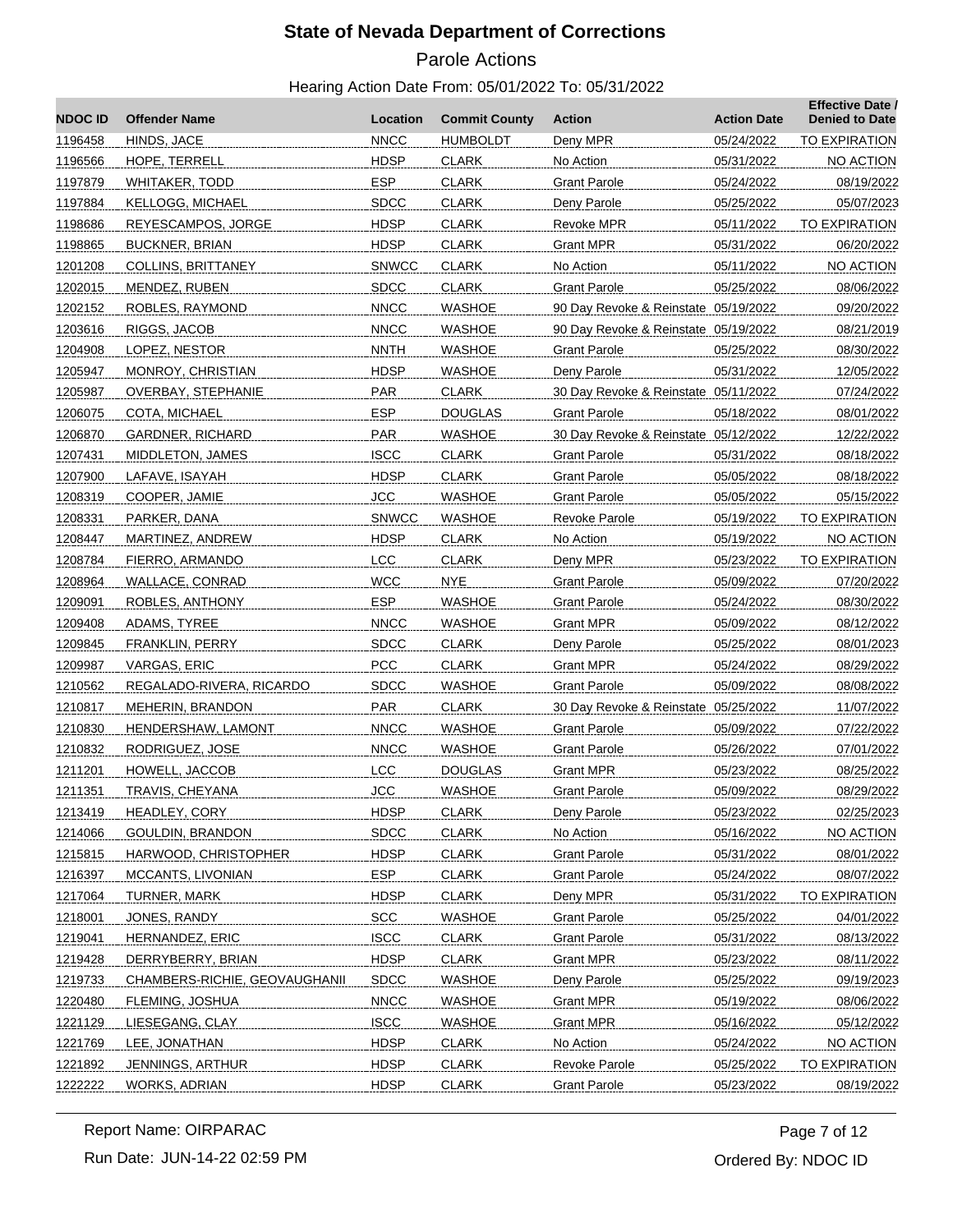# State of Nevada Department of Corrections

## Parole Actions

### Hearing Action Date From: 05/01/2022 To: 05/31/2022

| NDOC ID | Offender Name | Location | Commit County | Action | Action Date | Effective Date / Denied to Date |
|---|---|---|---|---|---|---|
| 1196458 | HINDS, JACE | NNCC | HUMBOLDT | Deny MPR | 05/24/2022 | TO EXPIRATION |
| 1196566 | HOPE, TERRELL | HDSP | CLARK | No Action | 05/31/2022 | NO ACTION |
| 1197879 | WHITAKER, TODD | ESP | CLARK | Grant Parole | 05/24/2022 | 08/19/2022 |
| 1197884 | KELLOGG, MICHAEL | SDCC | CLARK | Deny Parole | 05/25/2022 | 05/07/2023 |
| 1198686 | REYESCAMPOS, JORGE | HDSP | CLARK | Revoke MPR | 05/11/2022 | TO EXPIRATION |
| 1198865 | BUCKNER, BRIAN | HDSP | CLARK | Grant MPR | 05/31/2022 | 06/20/2022 |
| 1201208 | COLLINS, BRITTANEY | SNWCC | CLARK | No Action | 05/11/2022 | NO ACTION |
| 1202015 | MENDEZ, RUBEN | SDCC | CLARK | Grant Parole | 05/25/2022 | 08/06/2022 |
| 1202152 | ROBLES, RAYMOND | NNCC | WASHOE | 90 Day Revoke & Reinstate | 05/19/2022 | 09/20/2022 |
| 1203616 | RIGGS, JACOB | NNCC | WASHOE | 90 Day Revoke & Reinstate | 05/19/2022 | 08/21/2019 |
| 1204908 | LOPEZ, NESTOR | NNTH | WASHOE | Grant Parole | 05/25/2022 | 08/30/2022 |
| 1205947 | MONROY, CHRISTIAN | HDSP | WASHOE | Deny Parole | 05/31/2022 | 12/05/2022 |
| 1205987 | OVERBAY, STEPHANIE | PAR | CLARK | 30 Day Revoke & Reinstate | 05/11/2022 | 07/24/2022 |
| 1206075 | COTA, MICHAEL | ESP | DOUGLAS | Grant Parole | 05/18/2022 | 08/01/2022 |
| 1206870 | GARDNER, RICHARD | PAR | WASHOE | 30 Day Revoke & Reinstate | 05/12/2022 | 12/22/2022 |
| 1207431 | MIDDLETON, JAMES | ISCC | CLARK | Grant Parole | 05/31/2022 | 08/18/2022 |
| 1207900 | LAFAVE, ISAYAH | HDSP | CLARK | Grant Parole | 05/05/2022 | 08/18/2022 |
| 1208319 | COOPER, JAMIE | JCC | WASHOE | Grant Parole | 05/05/2022 | 05/15/2022 |
| 1208331 | PARKER, DANA | SNWCC | WASHOE | Revoke Parole | 05/19/2022 | TO EXPIRATION |
| 1208447 | MARTINEZ, ANDREW | HDSP | CLARK | No Action | 05/19/2022 | NO ACTION |
| 1208784 | FIERRO, ARMANDO | LCC | CLARK | Deny MPR | 05/23/2022 | TO EXPIRATION |
| 1208964 | WALLACE, CONRAD | WCC | NYE | Grant Parole | 05/09/2022 | 07/20/2022 |
| 1209091 | ROBLES, ANTHONY | ESP | WASHOE | Grant Parole | 05/24/2022 | 08/30/2022 |
| 1209408 | ADAMS, TYREE | NNCC | WASHOE | Grant MPR | 05/09/2022 | 08/12/2022 |
| 1209845 | FRANKLIN, PERRY | SDCC | CLARK | Deny Parole | 05/25/2022 | 08/01/2023 |
| 1209987 | VARGAS, ERIC | PCC | CLARK | Grant MPR | 05/24/2022 | 08/29/2022 |
| 1210562 | REGALADO-RIVERA, RICARDO | SDCC | WASHOE | Grant Parole | 05/09/2022 | 08/08/2022 |
| 1210817 | MEHERIN, BRANDON | PAR | CLARK | 30 Day Revoke & Reinstate | 05/25/2022 | 11/07/2022 |
| 1210830 | HENDERSHAW, LAMONT | NNCC | WASHOE | Grant Parole | 05/09/2022 | 07/22/2022 |
| 1210832 | RODRIGUEZ, JOSE | NNCC | WASHOE | Grant Parole | 05/26/2022 | 07/01/2022 |
| 1211201 | HOWELL, JACCOB | LCC | DOUGLAS | Grant MPR | 05/23/2022 | 08/25/2022 |
| 1211351 | TRAVIS, CHEYANA | JCC | WASHOE | Grant Parole | 05/09/2022 | 08/29/2022 |
| 1213419 | HEADLEY, CORY | HDSP | CLARK | Deny Parole | 05/23/2022 | 02/25/2023 |
| 1214066 | GOULDIN, BRANDON | SDCC | CLARK | No Action | 05/16/2022 | NO ACTION |
| 1215815 | HARWOOD, CHRISTOPHER | HDSP | CLARK | Grant Parole | 05/31/2022 | 08/01/2022 |
| 1216397 | MCCANTS, LIVONIAN | ESP | CLARK | Grant Parole | 05/24/2022 | 08/07/2022 |
| 1217064 | TURNER, MARK | HDSP | CLARK | Deny MPR | 05/31/2022 | TO EXPIRATION |
| 1218001 | JONES, RANDY | SCC | WASHOE | Grant Parole | 05/25/2022 | 04/01/2022 |
| 1219041 | HERNANDEZ, ERIC | ISCC | CLARK | Grant Parole | 05/31/2022 | 08/13/2022 |
| 1219428 | DERRYBERRY, BRIAN | HDSP | CLARK | Grant MPR | 05/23/2022 | 08/11/2022 |
| 1219733 | CHAMBERS-RICHIE, GEOVAUGHANII | SDCC | WASHOE | Deny Parole | 05/25/2022 | 09/19/2023 |
| 1220480 | FLEMING, JOSHUA | NNCC | WASHOE | Grant MPR | 05/19/2022 | 08/06/2022 |
| 1221129 | LIESEGANG, CLAY | ISCC | WASHOE | Grant MPR | 05/16/2022 | 05/12/2022 |
| 1221769 | LEE, JONATHAN | HDSP | CLARK | No Action | 05/24/2022 | NO ACTION |
| 1221892 | JENNINGS, ARTHUR | HDSP | CLARK | Revoke Parole | 05/25/2022 | TO EXPIRATION |
| 1222222 | WORKS, ADRIAN | HDSP | CLARK | Grant Parole | 05/23/2022 | 08/19/2022 |

Report Name: OIRPARAC

Run Date: JUN-14-22 02:59 PM

Ordered By: NDOC ID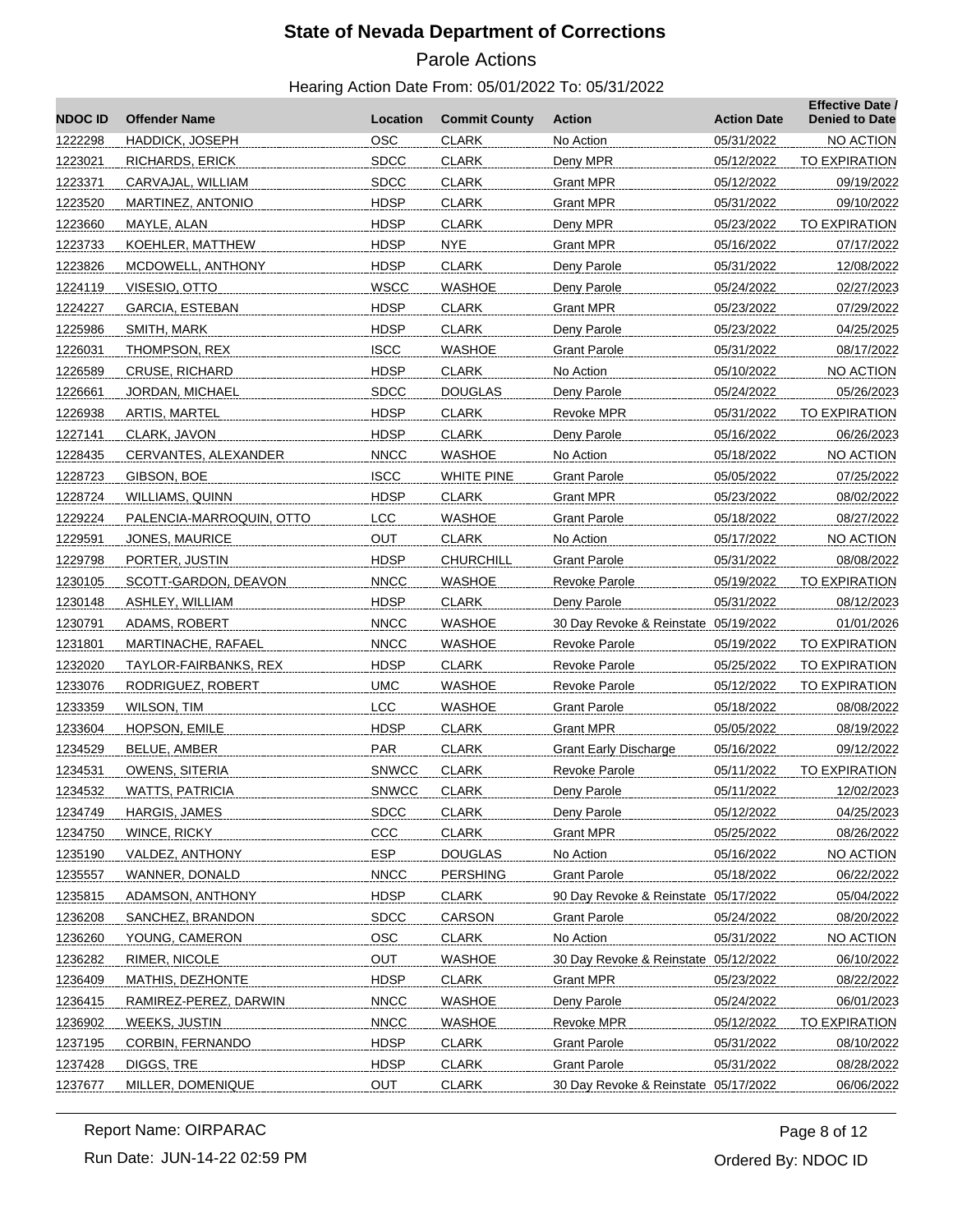# State of Nevada Department of Corrections

Parole Actions

Hearing Action Date From: 05/01/2022 To: 05/31/2022

| NDOC ID | Offender Name | Location | Commit County | Action | Action Date | Effective Date / Denied to Date |
|---|---|---|---|---|---|---|
| 1222298 | HADDICK, JOSEPH | OSC | CLARK | No Action | 05/31/2022 | NO ACTION |
| 1223021 | RICHARDS, ERICK | SDCC | CLARK | Deny MPR | 05/12/2022 | TO EXPIRATION |
| 1223371 | CARVAJAL, WILLIAM | SDCC | CLARK | Grant MPR | 05/12/2022 | 09/19/2022 |
| 1223520 | MARTINEZ, ANTONIO | HDSP | CLARK | Grant MPR | 05/31/2022 | 09/10/2022 |
| 1223660 | MAYLE, ALAN | HDSP | CLARK | Deny MPR | 05/23/2022 | TO EXPIRATION |
| 1223733 | KOEHLER, MATTHEW | HDSP | NYE | Grant MPR | 05/16/2022 | 07/17/2022 |
| 1223826 | MCDOWELL, ANTHONY | HDSP | CLARK | Deny Parole | 05/31/2022 | 12/08/2022 |
| 1224119 | VISESIO, OTTO | WSCC | WASHOE | Deny Parole | 05/24/2022 | 02/27/2023 |
| 1224227 | GARCIA, ESTEBAN | HDSP | CLARK | Grant MPR | 05/23/2022 | 07/29/2022 |
| 1225986 | SMITH, MARK | HDSP | CLARK | Deny Parole | 05/23/2022 | 04/25/2025 |
| 1226031 | THOMPSON, REX | ISCC | WASHOE | Grant Parole | 05/31/2022 | 08/17/2022 |
| 1226589 | CRUSE, RICHARD | HDSP | CLARK | No Action | 05/10/2022 | NO ACTION |
| 1226661 | JORDAN, MICHAEL | SDCC | DOUGLAS | Deny Parole | 05/24/2022 | 05/26/2023 |
| 1226938 | ARTIS, MARTEL | HDSP | CLARK | Revoke MPR | 05/31/2022 | TO EXPIRATION |
| 1227141 | CLARK, JAVON | HDSP | CLARK | Deny Parole | 05/16/2022 | 06/26/2023 |
| 1228435 | CERVANTES, ALEXANDER | NNCC | WASHOE | No Action | 05/18/2022 | NO ACTION |
| 1228723 | GIBSON, BOE | ISCC | WHITE PINE | Grant Parole | 05/05/2022 | 07/25/2022 |
| 1228724 | WILLIAMS, QUINN | HDSP | CLARK | Grant MPR | 05/23/2022 | 08/02/2022 |
| 1229224 | PALENCIA-MARROQUIN, OTTO | LCC | WASHOE | Grant Parole | 05/18/2022 | 08/27/2022 |
| 1229591 | JONES, MAURICE | OUT | CLARK | No Action | 05/17/2022 | NO ACTION |
| 1229798 | PORTER, JUSTIN | HDSP | CHURCHILL | Grant Parole | 05/31/2022 | 08/08/2022 |
| 1230105 | SCOTT-GARDON, DEAVON | NNCC | WASHOE | Revoke Parole | 05/19/2022 | TO EXPIRATION |
| 1230148 | ASHLEY, WILLIAM | HDSP | CLARK | Deny Parole | 05/31/2022 | 08/12/2023 |
| 1230791 | ADAMS, ROBERT | NNCC | WASHOE | 30 Day Revoke & Reinstate | 05/19/2022 | 01/01/2026 |
| 1231801 | MARTINACHE, RAFAEL | NNCC | WASHOE | Revoke Parole | 05/19/2022 | TO EXPIRATION |
| 1232020 | TAYLOR-FAIRBANKS, REX | HDSP | CLARK | Revoke Parole | 05/25/2022 | TO EXPIRATION |
| 1233076 | RODRIGUEZ, ROBERT | UMC | WASHOE | Revoke Parole | 05/12/2022 | TO EXPIRATION |
| 1233359 | WILSON, TIM | LCC | WASHOE | Grant Parole | 05/18/2022 | 08/08/2022 |
| 1233604 | HOPSON, EMILE | HDSP | CLARK | Grant MPR | 05/05/2022 | 08/19/2022 |
| 1234529 | BELUE, AMBER | PAR | CLARK | Grant Early Discharge | 05/16/2022 | 09/12/2022 |
| 1234531 | OWENS, SITERIA | SNWCC | CLARK | Revoke Parole | 05/11/2022 | TO EXPIRATION |
| 1234532 | WATTS, PATRICIA | SNWCC | CLARK | Deny Parole | 05/11/2022 | 12/02/2023 |
| 1234749 | HARGIS, JAMES | SDCC | CLARK | Deny Parole | 05/12/2022 | 04/25/2023 |
| 1234750 | WINCE, RICKY | CCC | CLARK | Grant MPR | 05/25/2022 | 08/26/2022 |
| 1235190 | VALDEZ, ANTHONY | ESP | DOUGLAS | No Action | 05/16/2022 | NO ACTION |
| 1235557 | WANNER, DONALD | NNCC | PERSHING | Grant Parole | 05/18/2022 | 06/22/2022 |
| 1235815 | ADAMSON, ANTHONY | HDSP | CLARK | 90 Day Revoke & Reinstate | 05/17/2022 | 05/04/2022 |
| 1236208 | SANCHEZ, BRANDON | SDCC | CARSON | Grant Parole | 05/24/2022 | 08/20/2022 |
| 1236260 | YOUNG, CAMERON | OSC | CLARK | No Action | 05/31/2022 | NO ACTION |
| 1236282 | RIMER, NICOLE | OUT | WASHOE | 30 Day Revoke & Reinstate | 05/12/2022 | 06/10/2022 |
| 1236409 | MATHIS, DEZHONTE | HDSP | CLARK | Grant MPR | 05/23/2022 | 08/22/2022 |
| 1236415 | RAMIREZ-PEREZ, DARWIN | NNCC | WASHOE | Deny Parole | 05/24/2022 | 06/01/2023 |
| 1236902 | WEEKS, JUSTIN | NNCC | WASHOE | Revoke MPR | 05/12/2022 | TO EXPIRATION |
| 1237195 | CORBIN, FERNANDO | HDSP | CLARK | Grant Parole | 05/31/2022 | 08/10/2022 |
| 1237428 | DIGGS, TRE | HDSP | CLARK | Grant Parole | 05/31/2022 | 08/28/2022 |
| 1237677 | MILLER, DOMENIQUE | OUT | CLARK | 30 Day Revoke & Reinstate | 05/17/2022 | 06/06/2022 |

Report Name: OIRPARAC

Run Date: JUN-14-22 02:59 PM

Ordered By: NDOC ID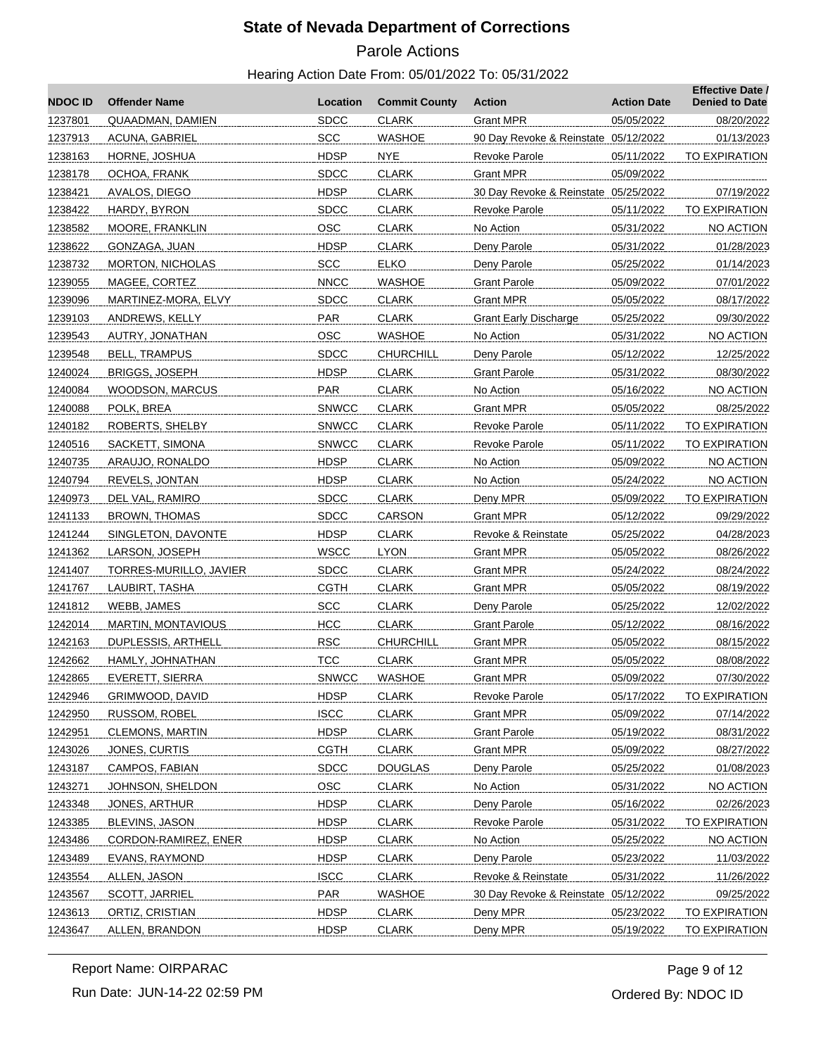# State of Nevada Department of Corrections

## Parole Actions

Hearing Action Date From: 05/01/2022 To: 05/31/2022

| NDOC ID | Offender Name | Location | Commit County | Action | Action Date | Effective Date / Denied to Date |
|---|---|---|---|---|---|---|
| 1237801 | QUAADMAN, DAMIEN | SDCC | CLARK | Grant MPR | 05/05/2022 | 08/20/2022 |
| 1237913 | ACUNA, GABRIEL | SCC | WASHOE | 90 Day Revoke & Reinstate | 05/12/2022 | 01/13/2023 |
| 1238163 | HORNE, JOSHUA | HDSP | NYE | Revoke Parole | 05/11/2022 | TO EXPIRATION |
| 1238178 | OCHOA, FRANK | SDCC | CLARK | Grant MPR | 05/09/2022 | |
| 1238421 | AVALOS, DIEGO | HDSP | CLARK | 30 Day Revoke & Reinstate | 05/25/2022 | 07/19/2022 |
| 1238422 | HARDY, BYRON | SDCC | CLARK | Revoke Parole | 05/11/2022 | TO EXPIRATION |
| 1238582 | MOORE, FRANKLIN | OSC | CLARK | No Action | 05/31/2022 | NO ACTION |
| 1238622 | GONZAGA, JUAN | HDSP | CLARK | Deny Parole | 05/31/2022 | 01/28/2023 |
| 1238732 | MORTON, NICHOLAS | SCC | ELKO | Deny Parole | 05/25/2022 | 01/14/2023 |
| 1239055 | MAGEE, CORTEZ | NNCC | WASHOE | Grant Parole | 05/09/2022 | 07/01/2022 |
| 1239096 | MARTINEZ-MORA, ELVY | SDCC | CLARK | Grant MPR | 05/05/2022 | 08/17/2022 |
| 1239103 | ANDREWS, KELLY | PAR | CLARK | Grant Early Discharge | 05/25/2022 | 09/30/2022 |
| 1239543 | AUTRY, JONATHAN | OSC | WASHOE | No Action | 05/31/2022 | NO ACTION |
| 1239548 | BELL, TRAMPUS | SDCC | CHURCHILL | Deny Parole | 05/12/2022 | 12/25/2022 |
| 1240024 | BRIGGS, JOSEPH | HDSP | CLARK | Grant Parole | 05/31/2022 | 08/30/2022 |
| 1240084 | WOODSON, MARCUS | PAR | CLARK | No Action | 05/16/2022 | NO ACTION |
| 1240088 | POLK, BREA | SNWCC | CLARK | Grant MPR | 05/05/2022 | 08/25/2022 |
| 1240182 | ROBERTS, SHELBY | SNWCC | CLARK | Revoke Parole | 05/11/2022 | TO EXPIRATION |
| 1240516 | SACKETT, SIMONA | SNWCC | CLARK | Revoke Parole | 05/11/2022 | TO EXPIRATION |
| 1240735 | ARAUJO, RONALDO | HDSP | CLARK | No Action | 05/09/2022 | NO ACTION |
| 1240794 | REVELS, JONTAN | HDSP | CLARK | No Action | 05/24/2022 | NO ACTION |
| 1240973 | DEL VAL, RAMIRO | SDCC | CLARK | Deny MPR | 05/09/2022 | TO EXPIRATION |
| 1241133 | BROWN, THOMAS | SDCC | CARSON | Grant MPR | 05/12/2022 | 09/29/2022 |
| 1241244 | SINGLETON, DAVONTE | HDSP | CLARK | Revoke & Reinstate | 05/25/2022 | 04/28/2023 |
| 1241362 | LARSON, JOSEPH | WSCC | LYON | Grant MPR | 05/05/2022 | 08/26/2022 |
| 1241407 | TORRES-MURILLO, JAVIER | SDCC | CLARK | Grant MPR | 05/24/2022 | 08/24/2022 |
| 1241767 | LAUBIRT, TASHA | CGTH | CLARK | Grant MPR | 05/05/2022 | 08/19/2022 |
| 1241812 | WEBB, JAMES | SCC | CLARK | Deny Parole | 05/25/2022 | 12/02/2022 |
| 1242014 | MARTIN, MONTAVIOUS | HCC | CLARK | Grant Parole | 05/12/2022 | 08/16/2022 |
| 1242163 | DUPLESSIS, ARTHELL | RSC | CHURCHILL | Grant MPR | 05/05/2022 | 08/15/2022 |
| 1242662 | HAMLY, JOHNATHAN | TCC | CLARK | Grant MPR | 05/05/2022 | 08/08/2022 |
| 1242865 | EVERETT, SIERRA | SNWCC | WASHOE | Grant MPR | 05/09/2022 | 07/30/2022 |
| 1242946 | GRIMWOOD, DAVID | HDSP | CLARK | Revoke Parole | 05/17/2022 | TO EXPIRATION |
| 1242950 | RUSSOM, ROBEL | ISCC | CLARK | Grant MPR | 05/09/2022 | 07/14/2022 |
| 1242951 | CLEMONS, MARTIN | HDSP | CLARK | Grant Parole | 05/19/2022 | 08/31/2022 |
| 1243026 | JONES, CURTIS | CGTH | CLARK | Grant MPR | 05/09/2022 | 08/27/2022 |
| 1243187 | CAMPOS, FABIAN | SDCC | DOUGLAS | Deny Parole | 05/25/2022 | 01/08/2023 |
| 1243271 | JOHNSON, SHELDON | OSC | CLARK | No Action | 05/31/2022 | NO ACTION |
| 1243348 | JONES, ARTHUR | HDSP | CLARK | Deny Parole | 05/16/2022 | 02/26/2023 |
| 1243385 | BLEVINS, JASON | HDSP | CLARK | Revoke Parole | 05/31/2022 | TO EXPIRATION |
| 1243486 | CORDON-RAMIREZ, ENER | HDSP | CLARK | No Action | 05/25/2022 | NO ACTION |
| 1243489 | EVANS, RAYMOND | HDSP | CLARK | Deny Parole | 05/23/2022 | 11/03/2022 |
| 1243554 | ALLEN, JASON | ISCC | CLARK | Revoke & Reinstate | 05/31/2022 | 11/26/2022 |
| 1243567 | SCOTT, JARRIEL | PAR | WASHOE | 30 Day Revoke & Reinstate | 05/12/2022 | 09/25/2022 |
| 1243613 | ORTIZ, CRISTIAN | HDSP | CLARK | Deny MPR | 05/23/2022 | TO EXPIRATION |
| 1243647 | ALLEN, BRANDON | HDSP | CLARK | Deny MPR | 05/19/2022 | TO EXPIRATION |

Report Name: OIRPARAC

Run Date: JUN-14-22 02:59 PM

Ordered By: NDOC ID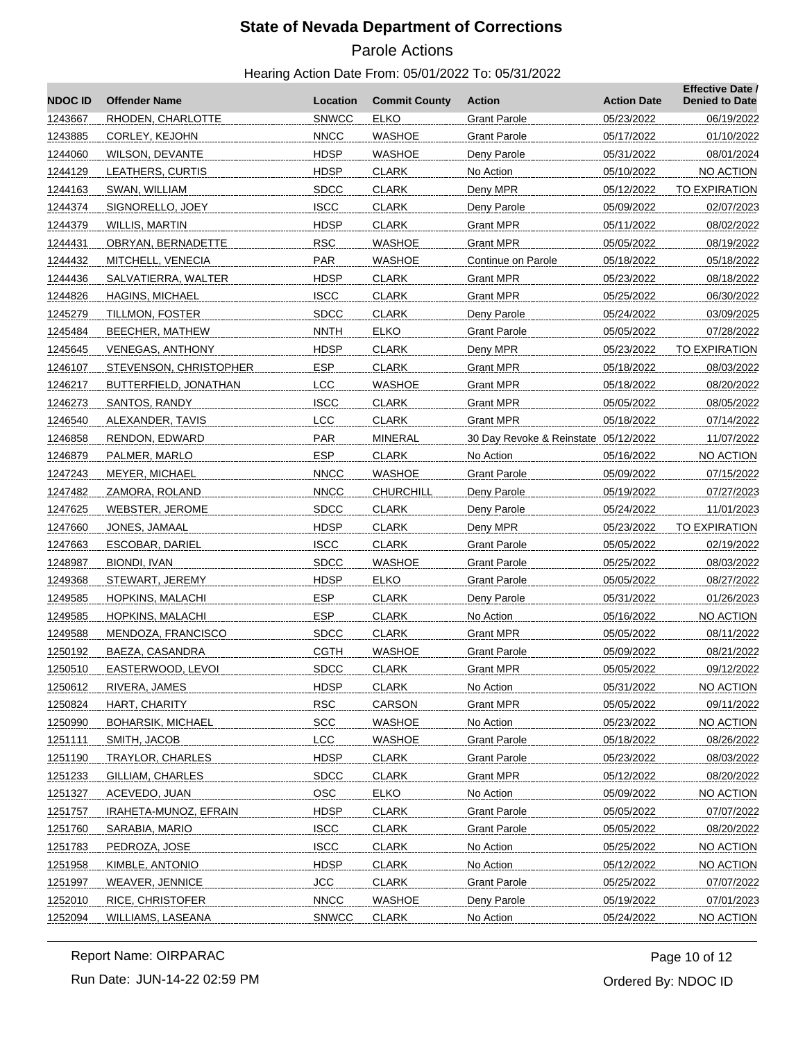# State of Nevada Department of Corrections

## Parole Actions

### Hearing Action Date From: 05/01/2022 To: 05/31/2022

| NDOC ID | Offender Name | Location | Commit County | Action | Action Date | Effective Date / Denied to Date |
|---|---|---|---|---|---|---|
| 1243667 | RHODEN, CHARLOTTE | SNWCC | ELKO | Grant Parole | 05/23/2022 | 06/19/2022 |
| 1243885 | CORLEY, KEJOHN | NNCC | WASHOE | Grant Parole | 05/17/2022 | 01/10/2022 |
| 1244060 | WILSON, DEVANTE | HDSP | WASHOE | Deny Parole | 05/31/2022 | 08/01/2024 |
| 1244129 | LEATHERS, CURTIS | HDSP | CLARK | No Action | 05/10/2022 | NO ACTION |
| 1244163 | SWAN, WILLIAM | SDCC | CLARK | Deny MPR | 05/12/2022 | TO EXPIRATION |
| 1244374 | SIGNORELLO, JOEY | ISCC | CLARK | Deny Parole | 05/09/2022 | 02/07/2023 |
| 1244379 | WILLIS, MARTIN | HDSP | CLARK | Grant MPR | 05/11/2022 | 08/02/2022 |
| 1244431 | OBRYAN, BERNADETTE | RSC | WASHOE | Grant MPR | 05/05/2022 | 08/19/2022 |
| 1244432 | MITCHELL, VENECIA | PAR | WASHOE | Continue on Parole | 05/18/2022 | 05/18/2022 |
| 1244436 | SALVATIERRA, WALTER | HDSP | CLARK | Grant MPR | 05/23/2022 | 08/18/2022 |
| 1244826 | HAGINS, MICHAEL | ISCC | CLARK | Grant MPR | 05/25/2022 | 06/30/2022 |
| 1245279 | TILLMON, FOSTER | SDCC | CLARK | Deny Parole | 05/24/2022 | 03/09/2025 |
| 1245484 | BEECHER, MATHEW | NNTH | ELKO | Grant Parole | 05/05/2022 | 07/28/2022 |
| 1245645 | VENEGAS, ANTHONY | HDSP | CLARK | Deny MPR | 05/23/2022 | TO EXPIRATION |
| 1246107 | STEVENSON, CHRISTOPHER | ESP | CLARK | Grant MPR | 05/18/2022 | 08/03/2022 |
| 1246217 | BUTTERFIELD, JONATHAN | LCC | WASHOE | Grant MPR | 05/18/2022 | 08/20/2022 |
| 1246273 | SANTOS, RANDY | ISCC | CLARK | Grant MPR | 05/05/2022 | 08/05/2022 |
| 1246540 | ALEXANDER, TAVIS | LCC | CLARK | Grant MPR | 05/18/2022 | 07/14/2022 |
| 1246858 | RENDON, EDWARD | PAR | MINERAL | 30 Day Revoke & Reinstate | 05/12/2022 | 11/07/2022 |
| 1246879 | PALMER, MARLO | ESP | CLARK | No Action | 05/16/2022 | NO ACTION |
| 1247243 | MEYER, MICHAEL | NNCC | WASHOE | Grant Parole | 05/09/2022 | 07/15/2022 |
| 1247482 | ZAMORA, ROLAND | NNCC | CHURCHILL | Deny Parole | 05/19/2022 | 07/27/2023 |
| 1247625 | WEBSTER, JEROME | SDCC | CLARK | Deny Parole | 05/24/2022 | 11/01/2023 |
| 1247660 | JONES, JAMAAL | HDSP | CLARK | Deny MPR | 05/23/2022 | TO EXPIRATION |
| 1247663 | ESCOBAR, DARIEL | ISCC | CLARK | Grant Parole | 05/05/2022 | 02/19/2022 |
| 1248987 | BIONDI, IVAN | SDCC | WASHOE | Grant Parole | 05/25/2022 | 08/03/2022 |
| 1249368 | STEWART, JEREMY | HDSP | ELKO | Grant Parole | 05/05/2022 | 08/27/2022 |
| 1249585 | HOPKINS, MALACHI | ESP | CLARK | Deny Parole | 05/31/2022 | 01/26/2023 |
| 1249585 | HOPKINS, MALACHI | ESP | CLARK | No Action | 05/16/2022 | NO ACTION |
| 1249588 | MENDOZA, FRANCISCO | SDCC | CLARK | Grant MPR | 05/05/2022 | 08/11/2022 |
| 1250192 | BAEZA, CASANDRA | CGTH | WASHOE | Grant Parole | 05/09/2022 | 08/21/2022 |
| 1250510 | EASTERWOOD, LEVOI | SDCC | CLARK | Grant MPR | 05/05/2022 | 09/12/2022 |
| 1250612 | RIVERA, JAMES | HDSP | CLARK | No Action | 05/31/2022 | NO ACTION |
| 1250824 | HART, CHARITY | RSC | CARSON | Grant MPR | 05/05/2022 | 09/11/2022 |
| 1250990 | BOHARSIK, MICHAEL | SCC | WASHOE | No Action | 05/23/2022 | NO ACTION |
| 1251111 | SMITH, JACOB | LCC | WASHOE | Grant Parole | 05/18/2022 | 08/26/2022 |
| 1251190 | TRAYLOR, CHARLES | HDSP | CLARK | Grant Parole | 05/23/2022 | 08/03/2022 |
| 1251233 | GILLIAM, CHARLES | SDCC | CLARK | Grant MPR | 05/12/2022 | 08/20/2022 |
| 1251327 | ACEVEDO, JUAN | OSC | ELKO | No Action | 05/09/2022 | NO ACTION |
| 1251757 | IRAHETA-MUNOZ, EFRAIN | HDSP | CLARK | Grant Parole | 05/05/2022 | 07/07/2022 |
| 1251760 | SARABIA, MARIO | ISCC | CLARK | Grant Parole | 05/05/2022 | 08/20/2022 |
| 1251783 | PEDROZA, JOSE | ISCC | CLARK | No Action | 05/25/2022 | NO ACTION |
| 1251958 | KIMBLE, ANTONIO | HDSP | CLARK | No Action | 05/12/2022 | NO ACTION |
| 1251997 | WEAVER, JENNICE | JCC | CLARK | Grant Parole | 05/25/2022 | 07/07/2022 |
| 1252010 | RICE, CHRISTOFER | NNCC | WASHOE | Deny Parole | 05/19/2022 | 07/01/2023 |
| 1252094 | WILLIAMS, LASEANA | SNWCC | CLARK | No Action | 05/24/2022 | NO ACTION |

Report Name: OIRPARAC

Run Date: JUN-14-22 02:59 PM

Ordered By: NDOC ID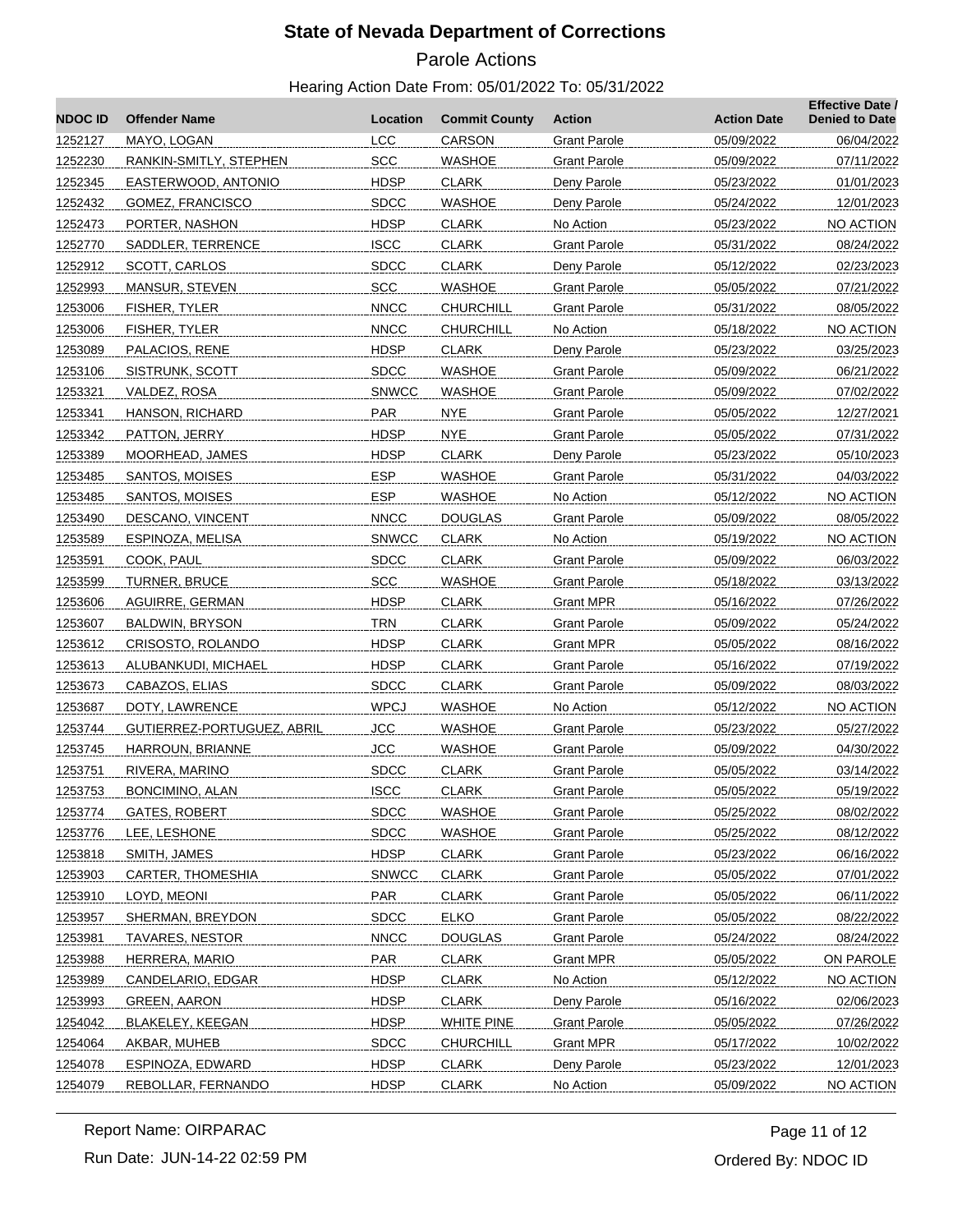# State of Nevada Department of Corrections

## Parole Actions

### Hearing Action Date From: 05/01/2022 To: 05/31/2022

| NDOC ID | Offender Name | Location | Commit County | Action | Action Date | Effective Date / Denied to Date |
|---|---|---|---|---|---|---|
| 1252127 | MAYO, LOGAN | LCC | CARSON | Grant Parole | 05/09/2022 | 06/04/2022 |
| 1252230 | RANKIN-SMITLY, STEPHEN | SCC | WASHOE | Grant Parole | 05/09/2022 | 07/11/2022 |
| 1252345 | EASTERWOOD, ANTONIO | HDSP | CLARK | Deny Parole | 05/23/2022 | 01/01/2023 |
| 1252432 | GOMEZ, FRANCISCO | SDCC | WASHOE | Deny Parole | 05/24/2022 | 12/01/2023 |
| 1252473 | PORTER, NASHON | HDSP | CLARK | No Action | 05/23/2022 | NO ACTION |
| 1252770 | SADDLER, TERRENCE | ISCC | CLARK | Grant Parole | 05/31/2022 | 08/24/2022 |
| 1252912 | SCOTT, CARLOS | SDCC | CLARK | Deny Parole | 05/12/2022 | 02/23/2023 |
| 1252993 | MANSUR, STEVEN | SCC | WASHOE | Grant Parole | 05/05/2022 | 07/21/2022 |
| 1253006 | FISHER, TYLER | NNCC | CHURCHILL | Grant Parole | 05/31/2022 | 08/05/2022 |
| 1253006 | FISHER, TYLER | NNCC | CHURCHILL | No Action | 05/18/2022 | NO ACTION |
| 1253089 | PALACIOS, RENE | HDSP | CLARK | Deny Parole | 05/23/2022 | 03/25/2023 |
| 1253106 | SISTRUNK, SCOTT | SDCC | WASHOE | Grant Parole | 05/09/2022 | 06/21/2022 |
| 1253321 | VALDEZ, ROSA | SNWCC | WASHOE | Grant Parole | 05/09/2022 | 07/02/2022 |
| 1253341 | HANSON, RICHARD | PAR | NYE | Grant Parole | 05/05/2022 | 12/27/2021 |
| 1253342 | PATTON, JERRY | HDSP | NYE | Grant Parole | 05/05/2022 | 07/31/2022 |
| 1253389 | MOORHEAD, JAMES | HDSP | CLARK | Deny Parole | 05/23/2022 | 05/10/2023 |
| 1253485 | SANTOS, MOISES | ESP | WASHOE | Grant Parole | 05/31/2022 | 04/03/2022 |
| 1253485 | SANTOS, MOISES | ESP | WASHOE | No Action | 05/12/2022 | NO ACTION |
| 1253490 | DESCANO, VINCENT | NNCC | DOUGLAS | Grant Parole | 05/09/2022 | 08/05/2022 |
| 1253589 | ESPINOZA, MELISA | SNWCC | CLARK | No Action | 05/19/2022 | NO ACTION |
| 1253591 | COOK, PAUL | SDCC | CLARK | Grant Parole | 05/09/2022 | 06/03/2022 |
| 1253599 | TURNER, BRUCE | SCC | WASHOE | Grant Parole | 05/18/2022 | 03/13/2022 |
| 1253606 | AGUIRRE, GERMAN | HDSP | CLARK | Grant MPR | 05/16/2022 | 07/26/2022 |
| 1253607 | BALDWIN, BRYSON | TRN | CLARK | Grant Parole | 05/09/2022 | 05/24/2022 |
| 1253612 | CRISOSTO, ROLANDO | HDSP | CLARK | Grant MPR | 05/05/2022 | 08/16/2022 |
| 1253613 | ALUBANKUDI, MICHAEL | HDSP | CLARK | Grant Parole | 05/16/2022 | 07/19/2022 |
| 1253673 | CABAZOS, ELIAS | SDCC | CLARK | Grant Parole | 05/09/2022 | 08/03/2022 |
| 1253687 | DOTY, LAWRENCE | WPCJ | WASHOE | No Action | 05/12/2022 | NO ACTION |
| 1253744 | GUTIERREZ-PORTUGUEZ, ABRIL | JCC | WASHOE | Grant Parole | 05/23/2022 | 05/27/2022 |
| 1253745 | HARROUN, BRIANNE | JCC | WASHOE | Grant Parole | 05/09/2022 | 04/30/2022 |
| 1253751 | RIVERA, MARINO | SDCC | CLARK | Grant Parole | 05/05/2022 | 03/14/2022 |
| 1253753 | BONCIMINO, ALAN | ISCC | CLARK | Grant Parole | 05/05/2022 | 05/19/2022 |
| 1253774 | GATES, ROBERT | SDCC | WASHOE | Grant Parole | 05/25/2022 | 08/02/2022 |
| 1253776 | LEE, LESHONE | SDCC | WASHOE | Grant Parole | 05/25/2022 | 08/12/2022 |
| 1253818 | SMITH, JAMES | HDSP | CLARK | Grant Parole | 05/23/2022 | 06/16/2022 |
| 1253903 | CARTER, THOMESHIA | SNWCC | CLARK | Grant Parole | 05/05/2022 | 07/01/2022 |
| 1253910 | LOYD, MEONI | PAR | CLARK | Grant Parole | 05/05/2022 | 06/11/2022 |
| 1253957 | SHERMAN, BREYDON | SDCC | ELKO | Grant Parole | 05/05/2022 | 08/22/2022 |
| 1253981 | TAVARES, NESTOR | NNCC | DOUGLAS | Grant Parole | 05/24/2022 | 08/24/2022 |
| 1253988 | HERRERA, MARIO | PAR | CLARK | Grant MPR | 05/05/2022 | ON PAROLE |
| 1253989 | CANDELARIO, EDGAR | HDSP | CLARK | No Action | 05/12/2022 | NO ACTION |
| 1253993 | GREEN, AARON | HDSP | CLARK | Deny Parole | 05/16/2022 | 02/06/2023 |
| 1254042 | BLAKELEY, KEEGAN | HDSP | WHITE PINE | Grant Parole | 05/05/2022 | 07/26/2022 |
| 1254064 | AKBAR, MUHEB | SDCC | CHURCHILL | Grant MPR | 05/17/2022 | 10/02/2022 |
| 1254078 | ESPINOZA, EDWARD | HDSP | CLARK | Deny Parole | 05/23/2022 | 12/01/2023 |
| 1254079 | REBOLLAR, FERNANDO | HDSP | CLARK | No Action | 05/09/2022 | NO ACTION |

Report Name: OIRPARAC

Run Date: JUN-14-22 02:59 PM

Ordered By: NDOC ID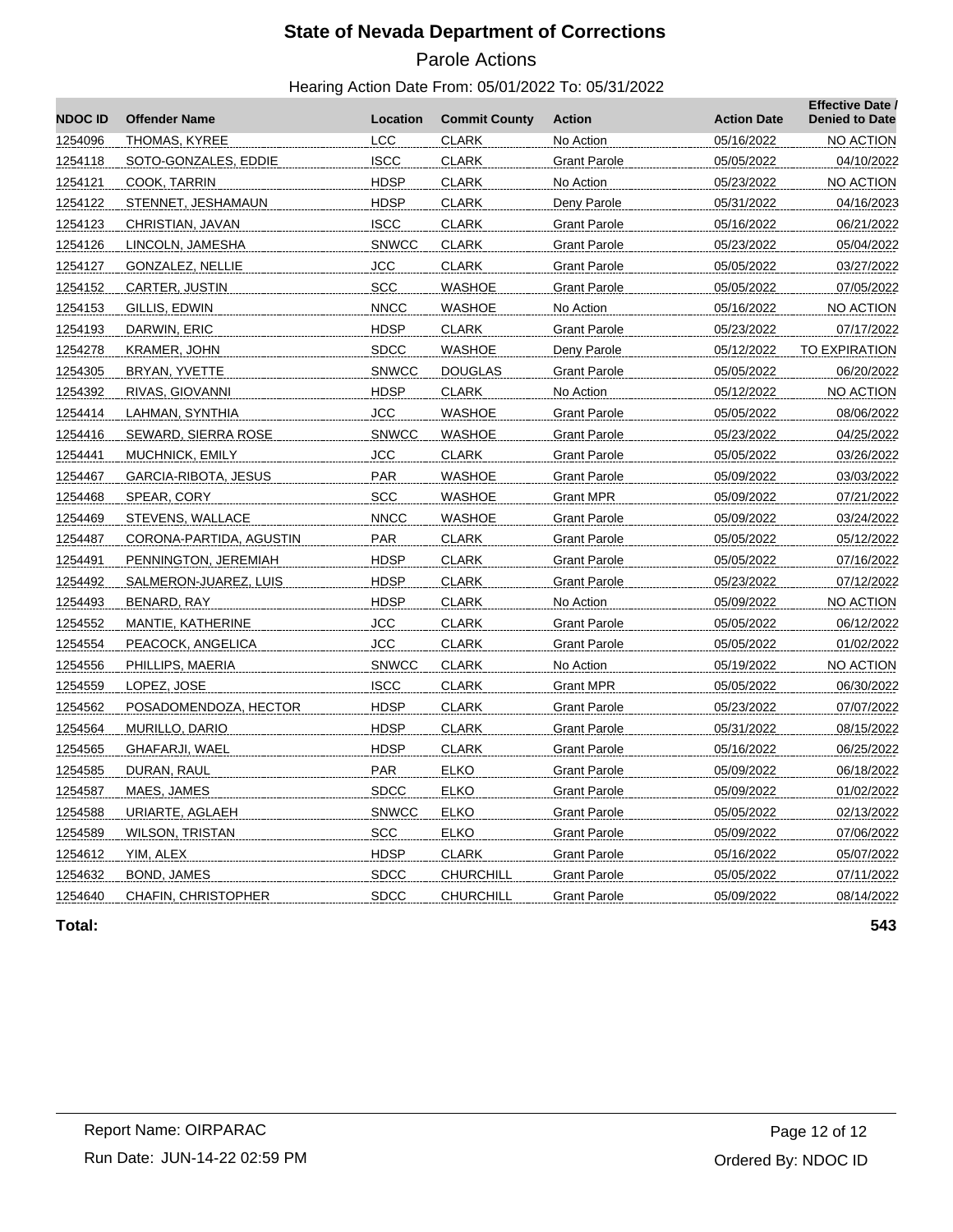# State of Nevada Department of Corrections

## Parole Actions

Hearing Action Date From: 05/01/2022 To: 05/31/2022

| NDOC ID | Offender Name | Location | Commit County | Action | Action Date | Effective Date / Denied to Date |
|---|---|---|---|---|---|---|
| 1254096 | THOMAS, KYREE | LCC | CLARK | No Action | 05/16/2022 | NO ACTION |
| 1254118 | SOTO-GONZALES, EDDIE | ISCC | CLARK | Grant Parole | 05/05/2022 | 04/10/2022 |
| 1254121 | COOK, TARRIN | HDSP | CLARK | No Action | 05/23/2022 | NO ACTION |
| 1254122 | STENNET, JESHAMAUN | HDSP | CLARK | Deny Parole | 05/31/2022 | 04/16/2023 |
| 1254123 | CHRISTIAN, JAVAN | ISCC | CLARK | Grant Parole | 05/16/2022 | 06/21/2022 |
| 1254126 | LINCOLN, JAMESHA | SNWCC | CLARK | Grant Parole | 05/23/2022 | 05/04/2022 |
| 1254127 | GONZALEZ, NELLIE | JCC | CLARK | Grant Parole | 05/05/2022 | 03/27/2022 |
| 1254152 | CARTER, JUSTIN | SCC | WASHOE | Grant Parole | 05/05/2022 | 07/05/2022 |
| 1254153 | GILLIS, EDWIN | NNCC | WASHOE | No Action | 05/16/2022 | NO ACTION |
| 1254193 | DARWIN, ERIC | HDSP | CLARK | Grant Parole | 05/23/2022 | 07/17/2022 |
| 1254278 | KRAMER, JOHN | SDCC | WASHOE | Deny Parole | 05/12/2022 | TO EXPIRATION |
| 1254305 | BRYAN, YVETTE | SNWCC | DOUGLAS | Grant Parole | 05/05/2022 | 06/20/2022 |
| 1254392 | RIVAS, GIOVANNI | HDSP | CLARK | No Action | 05/12/2022 | NO ACTION |
| 1254414 | LAHMAN, SYNTHIA | JCC | WASHOE | Grant Parole | 05/05/2022 | 08/06/2022 |
| 1254416 | SEWARD, SIERRA ROSE | SNWCC | WASHOE | Grant Parole | 05/23/2022 | 04/25/2022 |
| 1254441 | MUCHNICK, EMILY | JCC | CLARK | Grant Parole | 05/05/2022 | 03/26/2022 |
| 1254467 | GARCIA-RIBOTA, JESUS | PAR | WASHOE | Grant Parole | 05/09/2022 | 03/03/2022 |
| 1254468 | SPEAR, CORY | SCC | WASHOE | Grant MPR | 05/09/2022 | 07/21/2022 |
| 1254469 | STEVENS, WALLACE | NNCC | WASHOE | Grant Parole | 05/09/2022 | 03/24/2022 |
| 1254487 | CORONA-PARTIDA, AGUSTIN | PAR | CLARK | Grant Parole | 05/05/2022 | 05/12/2022 |
| 1254491 | PENNINGTON, JEREMIAH | HDSP | CLARK | Grant Parole | 05/05/2022 | 07/16/2022 |
| 1254492 | SALMERON-JUAREZ, LUIS | HDSP | CLARK | Grant Parole | 05/23/2022 | 07/12/2022 |
| 1254493 | BENARD, RAY | HDSP | CLARK | No Action | 05/09/2022 | NO ACTION |
| 1254552 | MANTIE, KATHERINE | JCC | CLARK | Grant Parole | 05/05/2022 | 06/12/2022 |
| 1254554 | PEACOCK, ANGELICA | JCC | CLARK | Grant Parole | 05/05/2022 | 01/02/2022 |
| 1254556 | PHILLIPS, MAERIA | SNWCC | CLARK | No Action | 05/19/2022 | NO ACTION |
| 1254559 | LOPEZ, JOSE | ISCC | CLARK | Grant MPR | 05/05/2022 | 06/30/2022 |
| 1254562 | POSADOMENDOZA, HECTOR | HDSP | CLARK | Grant Parole | 05/23/2022 | 07/07/2022 |
| 1254564 | MURILLO, DARIO | HDSP | CLARK | Grant Parole | 05/31/2022 | 08/15/2022 |
| 1254565 | GHAFARJI, WAEL | HDSP | CLARK | Grant Parole | 05/16/2022 | 06/25/2022 |
| 1254585 | DURAN, RAUL | PAR | ELKO | Grant Parole | 05/09/2022 | 06/18/2022 |
| 1254587 | MAES, JAMES | SDCC | ELKO | Grant Parole | 05/09/2022 | 01/02/2022 |
| 1254588 | URIARTE, AGLAEH | SNWCC | ELKO | Grant Parole | 05/05/2022 | 02/13/2022 |
| 1254589 | WILSON, TRISTAN | SCC | ELKO | Grant Parole | 05/09/2022 | 07/06/2022 |
| 1254612 | YIM, ALEX | HDSP | CLARK | Grant Parole | 05/16/2022 | 05/07/2022 |
| 1254632 | BOND, JAMES | SDCC | CHURCHILL | Grant Parole | 05/05/2022 | 07/11/2022 |
| 1254640 | CHAFIN, CHRISTOPHER | SDCC | CHURCHILL | Grant Parole | 05/09/2022 | 08/14/2022 |

**Total:** **543**

Report Name: OIRPARAC

Run Date: JUN-14-22 02:59 PM

Ordered By: NDOC ID